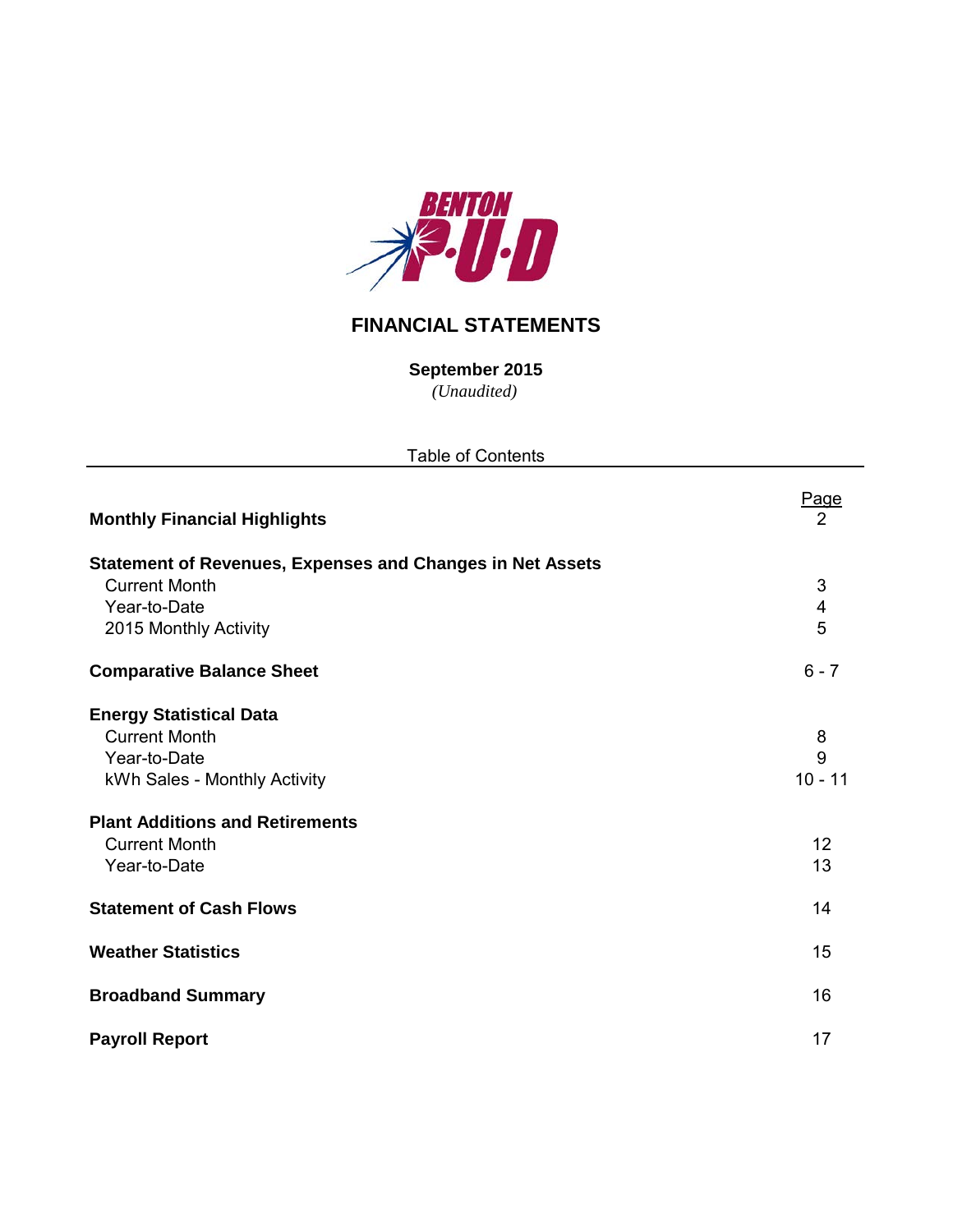BENTON P·U·D

# FINANCIAL STATEMENTS

**September 2015**
*(Unaudited)*

Table of Contents

| | Page |
|---|---|
| **Monthly Financial Highlights** | 2 |
| **Statement of Revenues, Expenses and Changes in Net Assets** | |
| Current Month | 3 |
| Year-to-Date | 4 |
| 2015 Monthly Activity | 5 |
| **Comparative Balance Sheet** | 6 - 7 |
| **Energy Statistical Data** | |
| Current Month | 8 |
| Year-to-Date | 9 |
| kWh Sales - Monthly Activity | 10 - 11 |
| **Plant Additions and Retirements** | |
| Current Month | 12 |
| Year-to-Date | 13 |
| **Statement of Cash Flows** | 14 |
| **Weather Statistics** | 15 |
| **Broadband Summary** | 16 |
| **Payroll Report** | 17 |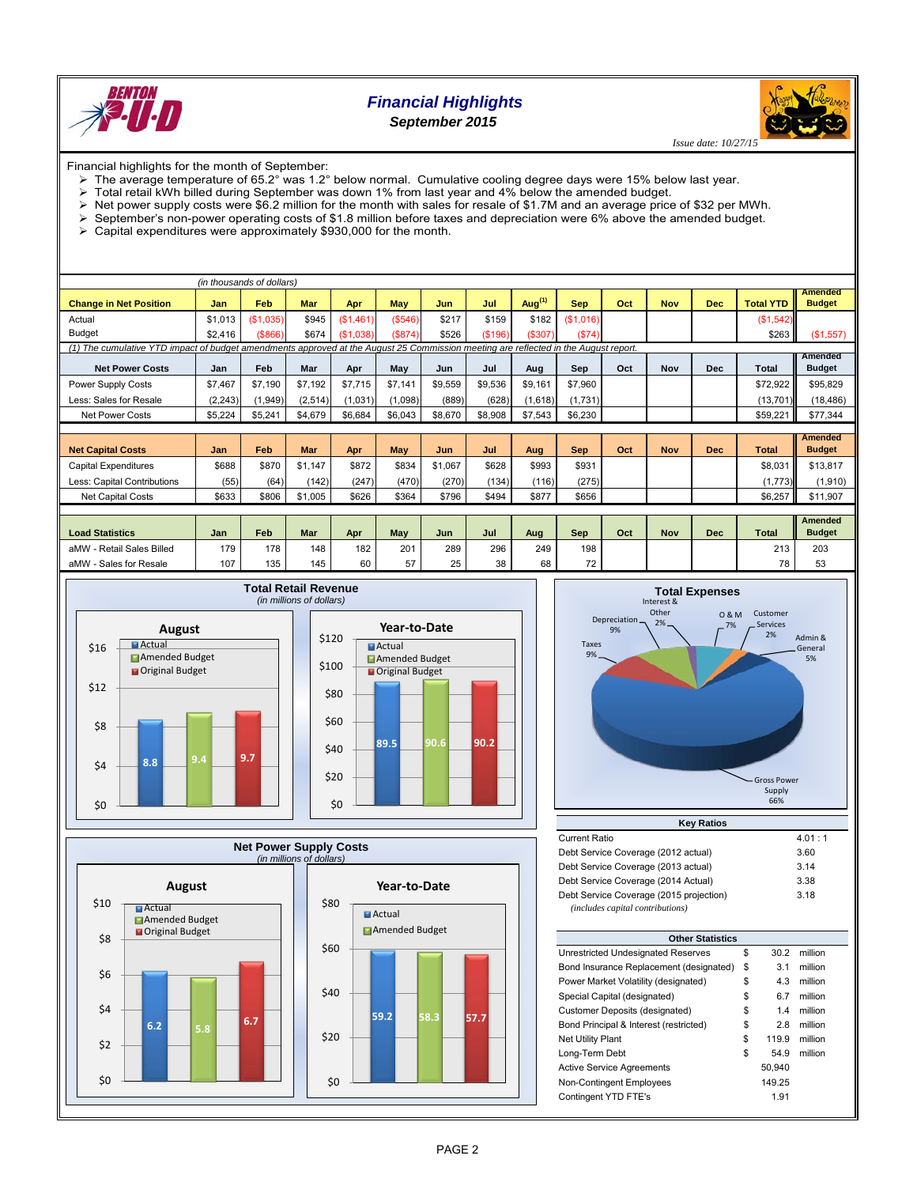# Financial Highlights

## September 2015

*Issue date: 10/27/15*

Financial highlights for the month of September:

- The average temperature of 65.2° was 1.2° below normal. Cumulative cooling degree days were 15% below last year.
- Total retail kWh billed during September was down 1% from last year and 4% below the amended budget.
- Net power supply costs were $6.2 million for the month with sales for resale of $1.7M and an average price of $32 per MWh.
- September's non-power operating costs of $1.8 million before taxes and depreciation were 6% above the amended budget.
- Capital expenditures were approximately $930,000 for the month.

*(in thousands of dollars)*

| Change in Net Position | Jan | Feb | Mar | Apr | May | Jun | Jul | Aug[(1)] | Sep | Oct | Nov | Dec | Total YTD | Amended Budget |
|---|---|---|---|---|---|---|---|---|---|---|---|---|---|---|
| Actual | $1,013 | ($1,035) | $945 | ($1,461) | ($546) | $217 | $159 | $182 | ($1,016) | | | | ($1,542) | |
| Budget | $2,416 | ($866) | $674 | ($1,038) | ($874) | $526 | ($196) | ($307) | ($74) | | | | $263 | ($1,557) |

*(1) The cumulative YTD impact of budget amendments approved at the August 25 Commission meeting are reflected in the August report.*

| Net Power Costs | Jan | Feb | Mar | Apr | May | Jun | Jul | Aug | Sep | Oct | Nov | Dec | Total | Amended Budget |
|---|---|---|---|---|---|---|---|---|---|---|---|---|---|---|
| Power Supply Costs | $7,467 | $7,190 | $7,192 | $7,715 | $7,141 | $9,559 | $9,536 | $9,161 | $7,960 | | | | $72,922 | $95,829 |
| Less: Sales for Resale | (2,243) | (1,949) | (2,514) | (1,031) | (1,098) | (889) | (628) | (1,618) | (1,731) | | | | (13,701) | (18,486) |
| Net Power Costs | $5,224 | $5,241 | $4,679 | $6,684 | $6,043 | $8,670 | $8,908 | $7,543 | $6,230 | | | | $59,221 | $77,344 |

| Net Capital Costs | Jan | Feb | Mar | Apr | May | Jun | Jul | Aug | Sep | Oct | Nov | Dec | Total | Amended Budget |
|---|---|---|---|---|---|---|---|---|---|---|---|---|---|---|
| Capital Expenditures | $688 | $870 | $1,147 | $872 | $834 | $1,067 | $628 | $993 | $931 | | | | $8,031 | $13,817 |
| Less: Capital Contributions | (55) | (64) | (142) | (247) | (470) | (270) | (134) | (116) | (275) | | | | (1,773) | (1,910) |
| Net Capital Costs | $633 | $806 | $1,005 | $626 | $364 | $796 | $494 | $877 | $656 | | | | $6,257 | $11,907 |

| Load Statistics | Jan | Feb | Mar | Apr | May | Jun | Jul | Aug | Sep | Oct | Nov | Dec | Total | Amended Budget |
|---|---|---|---|---|---|---|---|---|---|---|---|---|---|---|
| aMW - Retail Sales Billed | 179 | 178 | 148 | 182 | 201 | 289 | 296 | 249 | 198 | | | | 213 | 203 |
| aMW - Sales for Resale | 107 | 135 | 145 | 60 | 57 | 25 | 38 | 68 | 72 | | | | 78 | 53 |

### Total Retail Revenue

*(in millions of dollars)*

| | August | Year-to-Date |
|---|---|---|
| Actual | 8.8 | 89.5 |
| Amended Budget | 9.4 | 90.6 |
| Original Budget | 9.7 | 90.2 |

### Total Expenses

| Category | Percent |
|---|---|
| Gross Power Supply | 66% |
| Depreciation | 9% |
| Taxes | 9% |
| O & M | 7% |
| Admin & General | 5% |
| Interest & Other | 2% |
| Customer Services | 2% |

### Net Power Supply Costs

*(in millions of dollars)*

| | August | Year-to-Date |
|---|---|---|
| Actual | 6.2 | 59.2 |
| Amended Budget | 5.8 | 58.3 |
| Original Budget | 6.7 | 57.7 |

### Key Ratios

| | |
|---|---|
| Current Ratio | 4.01 : 1 |
| Debt Service Coverage (2012 actual) | 3.60 |
| Debt Service Coverage (2013 actual) | 3.14 |
| Debt Service Coverage (2014 Actual) | 3.38 |
| Debt Service Coverage (2015 projection) | 3.18 |

*(includes capital contributions)*

### Other Statistics

| | | | |
|---|---|---|---|
| Unrestricted Undesignated Reserves | $ | 30.2 | million |
| Bond Insurance Replacement (designated) | $ | 3.1 | million |
| Power Market Volatility (designated) | $ | 4.3 | million |
| Special Capital (designated) | $ | 6.7 | million |
| Customer Deposits (designated) | $ | 1.4 | million |
| Bond Principal & Interest (restricted) | $ | 2.8 | million |
| Net Utility Plant | $ | 119.9 | million |
| Long-Term Debt | $ | 54.9 | million |
| Active Service Agreements | | 50,940 | |
| Non-Contingent Employees | | 149.25 | |
| Contingent YTD FTE's | | 1.91 | |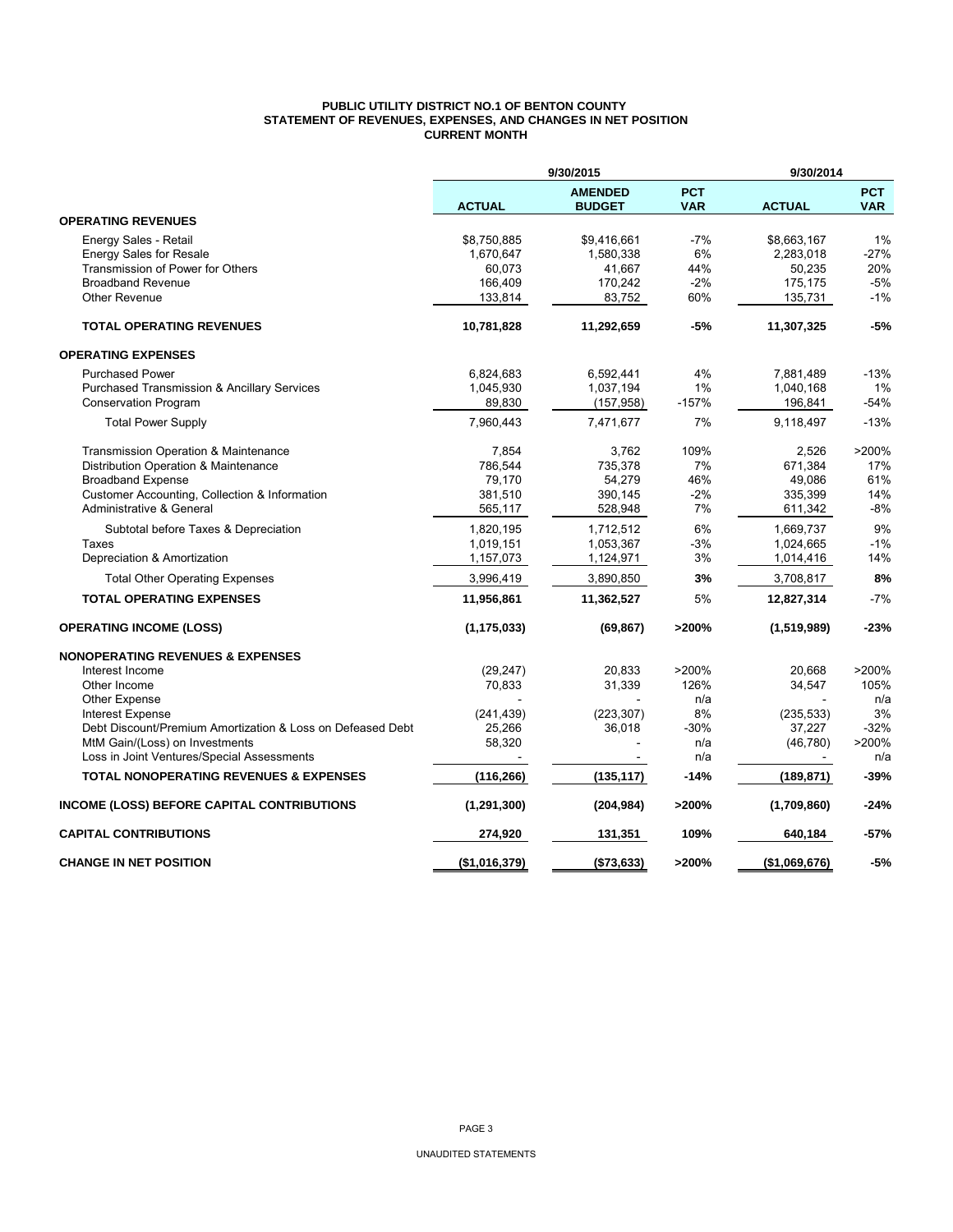**PUBLIC UTILITY DISTRICT NO.1 OF BENTON COUNTY**
**STATEMENT OF REVENUES, EXPENSES, AND CHANGES IN NET POSITION**
**CURRENT MONTH**

| | 9/30/2015 | | | 9/30/2014 | |
|---|---|---|---|---|---|
| | **ACTUAL** | **AMENDED BUDGET** | **PCT VAR** | **ACTUAL** | **PCT VAR** |
| **OPERATING REVENUES** | | | | | |
| Energy Sales - Retail | $8,750,885 | $9,416,661 | -7% | $8,663,167 | 1% |
| Energy Sales for Resale | 1,670,647 | 1,580,338 | 6% | 2,283,018 | -27% |
| Transmission of Power for Others | 60,073 | 41,667 | 44% | 50,235 | 20% |
| Broadband Revenue | 166,409 | 170,242 | -2% | 175,175 | -5% |
| Other Revenue | 133,814 | 83,752 | 60% | 135,731 | -1% |
| **TOTAL OPERATING REVENUES** | **10,781,828** | **11,292,659** | **-5%** | **11,307,325** | **-5%** |
| **OPERATING EXPENSES** | | | | | |
| Purchased Power | 6,824,683 | 6,592,441 | 4% | 7,881,489 | -13% |
| Purchased Transmission & Ancillary Services | 1,045,930 | 1,037,194 | 1% | 1,040,168 | 1% |
| Conservation Program | 89,830 | (157,958) | -157% | 196,841 | -54% |
| Total Power Supply | 7,960,443 | 7,471,677 | 7% | 9,118,497 | -13% |
| Transmission Operation & Maintenance | 7,854 | 3,762 | 109% | 2,526 | >200% |
| Distribution Operation & Maintenance | 786,544 | 735,378 | 7% | 671,384 | 17% |
| Broadband Expense | 79,170 | 54,279 | 46% | 49,086 | 61% |
| Customer Accounting, Collection & Information | 381,510 | 390,145 | -2% | 335,399 | 14% |
| Administrative & General | 565,117 | 528,948 | 7% | 611,342 | -8% |
| Subtotal before Taxes & Depreciation | 1,820,195 | 1,712,512 | 6% | 1,669,737 | 9% |
| Taxes | 1,019,151 | 1,053,367 | -3% | 1,024,665 | -1% |
| Depreciation & Amortization | 1,157,073 | 1,124,971 | 3% | 1,014,416 | 14% |
| Total Other Operating Expenses | 3,996,419 | 3,890,850 | **3%** | 3,708,817 | **8%** |
| **TOTAL OPERATING EXPENSES** | **11,956,861** | **11,362,527** | 5% | **12,827,314** | -7% |
| **OPERATING INCOME (LOSS)** | **(1,175,033)** | **(69,867)** | **>200%** | **(1,519,989)** | **-23%** |
| **NONOPERATING REVENUES & EXPENSES** | | | | | |
| Interest Income | (29,247) | 20,833 | >200% | 20,668 | >200% |
| Other Income | 70,833 | 31,339 | 126% | 34,547 | 105% |
| Other Expense | - | - | n/a | - | n/a |
| Interest Expense | (241,439) | (223,307) | 8% | (235,533) | 3% |
| Debt Discount/Premium Amortization & Loss on Defeased Debt | 25,266 | 36,018 | -30% | 37,227 | -32% |
| MtM Gain/(Loss) on Investments | 58,320 | - | n/a | (46,780) | >200% |
| Loss in Joint Ventures/Special Assessments | - | - | n/a | - | n/a |
| **TOTAL NONOPERATING REVENUES & EXPENSES** | **(116,266)** | **(135,117)** | **-14%** | **(189,871)** | **-39%** |
| **INCOME (LOSS) BEFORE CAPITAL CONTRIBUTIONS** | **(1,291,300)** | **(204,984)** | **>200%** | **(1,709,860)** | **-24%** |
| **CAPITAL CONTRIBUTIONS** | **274,920** | **131,351** | **109%** | **640,184** | **-57%** |
| **CHANGE IN NET POSITION** | **($1,016,379)** | **($73,633)** | **>200%** | **($1,069,676)** | **-5%** |

UNAUDITED STATEMENTS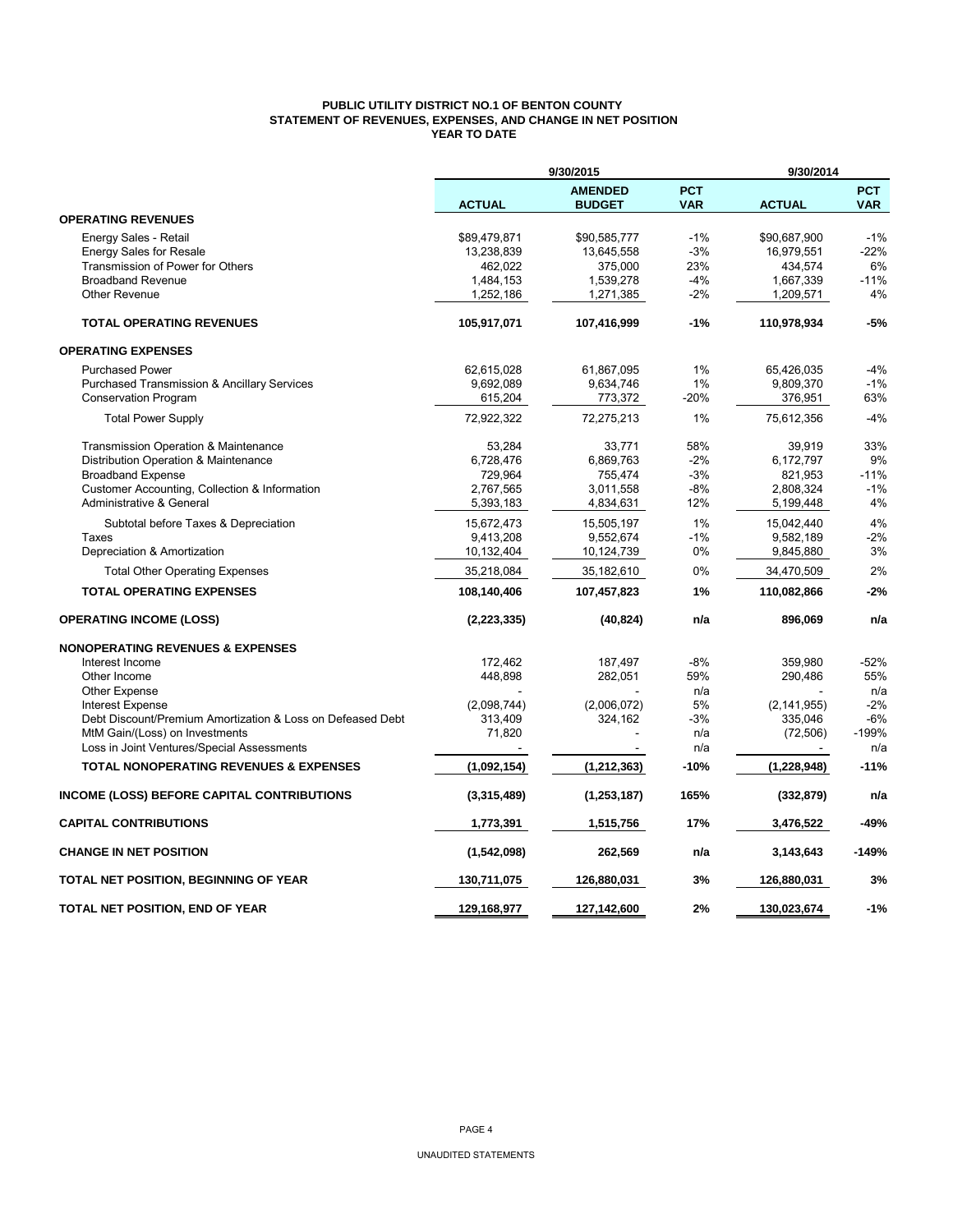# PUBLIC UTILITY DISTRICT NO.1 OF BENTON COUNTY
## STATEMENT OF REVENUES, EXPENSES, AND CHANGE IN NET POSITION
### YEAR TO DATE

| | 9/30/2015 | | | 9/30/2014 | |
|---|---|---|---|---|---|
| | **ACTUAL** | **AMENDED BUDGET** | **PCT VAR** | **ACTUAL** | **PCT VAR** |
| **OPERATING REVENUES** | | | | | |
| Energy Sales - Retail | $89,479,871 | $90,585,777 | -1% | $90,687,900 | -1% |
| Energy Sales for Resale | 13,238,839 | 13,645,558 | -3% | 16,979,551 | -22% |
| Transmission of Power for Others | 462,022 | 375,000 | 23% | 434,574 | 6% |
| Broadband Revenue | 1,484,153 | 1,539,278 | -4% | 1,667,339 | -11% |
| Other Revenue | 1,252,186 | 1,271,385 | -2% | 1,209,571 | 4% |
| **TOTAL OPERATING REVENUES** | **105,917,071** | **107,416,999** | **-1%** | **110,978,934** | **-5%** |
| **OPERATING EXPENSES** | | | | | |
| Purchased Power | 62,615,028 | 61,867,095 | 1% | 65,426,035 | -4% |
| Purchased Transmission & Ancillary Services | 9,692,089 | 9,634,746 | 1% | 9,809,370 | -1% |
| Conservation Program | 615,204 | 773,372 | -20% | 376,951 | 63% |
| Total Power Supply | 72,922,322 | 72,275,213 | 1% | 75,612,356 | -4% |
| Transmission Operation & Maintenance | 53,284 | 33,771 | 58% | 39,919 | 33% |
| Distribution Operation & Maintenance | 6,728,476 | 6,869,763 | -2% | 6,172,797 | 9% |
| Broadband Expense | 729,964 | 755,474 | -3% | 821,953 | -11% |
| Customer Accounting, Collection & Information | 2,767,565 | 3,011,558 | -8% | 2,808,324 | -1% |
| Administrative & General | 5,393,183 | 4,834,631 | 12% | 5,199,448 | 4% |
| Subtotal before Taxes & Depreciation | 15,672,473 | 15,505,197 | 1% | 15,042,440 | 4% |
| Taxes | 9,413,208 | 9,552,674 | -1% | 9,582,189 | -2% |
| Depreciation & Amortization | 10,132,404 | 10,124,739 | 0% | 9,845,880 | 3% |
| Total Other Operating Expenses | 35,218,084 | 35,182,610 | 0% | 34,470,509 | 2% |
| **TOTAL OPERATING EXPENSES** | **108,140,406** | **107,457,823** | **1%** | **110,082,866** | **-2%** |
| **OPERATING INCOME (LOSS)** | **(2,223,335)** | **(40,824)** | **n/a** | **896,069** | **n/a** |
| **NONOPERATING REVENUES & EXPENSES** | | | | | |
| Interest Income | 172,462 | 187,497 | -8% | 359,980 | -52% |
| Other Income | 448,898 | 282,051 | 59% | 290,486 | 55% |
| Other Expense | - | - | n/a | - | n/a |
| Interest Expense | (2,098,744) | (2,006,072) | 5% | (2,141,955) | -2% |
| Debt Discount/Premium Amortization & Loss on Defeased Debt | 313,409 | 324,162 | -3% | 335,046 | -6% |
| MtM Gain/(Loss) on Investments | 71,820 | - | n/a | (72,506) | -199% |
| Loss in Joint Ventures/Special Assessments | - | - | n/a | - | n/a |
| **TOTAL NONOPERATING REVENUES & EXPENSES** | **(1,092,154)** | **(1,212,363)** | **-10%** | **(1,228,948)** | **-11%** |
| **INCOME (LOSS) BEFORE CAPITAL CONTRIBUTIONS** | **(3,315,489)** | **(1,253,187)** | **165%** | **(332,879)** | **n/a** |
| **CAPITAL CONTRIBUTIONS** | **1,773,391** | **1,515,756** | **17%** | **3,476,522** | **-49%** |
| **CHANGE IN NET POSITION** | **(1,542,098)** | **262,569** | **n/a** | **3,143,643** | **-149%** |
| **TOTAL NET POSITION, BEGINNING OF YEAR** | **130,711,075** | **126,880,031** | **3%** | **126,880,031** | **3%** |
| **TOTAL NET POSITION, END OF YEAR** | **129,168,977** | **127,142,600** | **2%** | **130,023,674** | **-1%** |

UNAUDITED STATEMENTS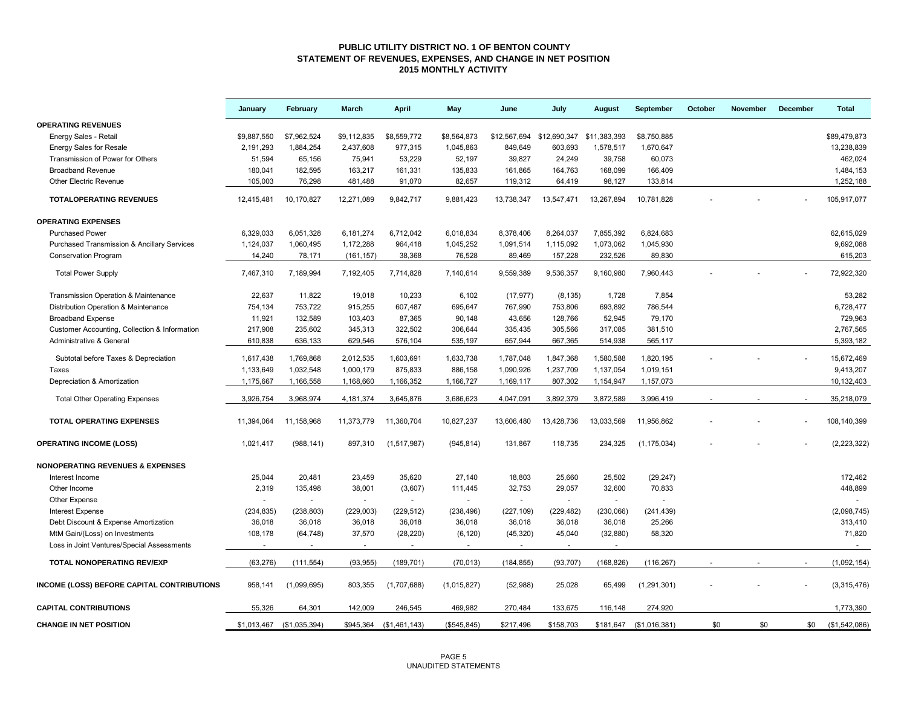# PUBLIC UTILITY DISTRICT NO. 1 OF BENTON COUNTY
## STATEMENT OF REVENUES, EXPENSES, AND CHANGE IN NET POSITION
### 2015 MONTHLY ACTIVITY

| | January | February | March | April | May | June | July | August | September | October | November | December | Total |
|---|---|---|---|---|---|---|---|---|---|---|---|---|---|
| **OPERATING REVENUES** | | | | | | | | | | | | | |
| Energy Sales - Retail | $9,887,550 | $7,962,524 | $9,112,835 | $8,559,772 | $8,564,873 | $12,567,694 | $12,690,347 | $11,383,393 | $8,750,885 | | | | $89,479,873 |
| Energy Sales for Resale | 2,191,293 | 1,884,254 | 2,437,608 | 977,315 | 1,045,863 | 849,649 | 603,693 | 1,578,517 | 1,670,647 | | | | 13,238,839 |
| Transmission of Power for Others | 51,594 | 65,156 | 75,941 | 53,229 | 52,197 | 39,827 | 24,249 | 39,758 | 60,073 | | | | 462,024 |
| Broadband Revenue | 180,041 | 182,595 | 163,217 | 161,331 | 135,833 | 161,865 | 164,763 | 168,099 | 166,409 | | | | 1,484,153 |
| Other Electric Revenue | 105,003 | 76,298 | 481,488 | 91,070 | 82,657 | 119,312 | 64,419 | 98,127 | 133,814 | | | | 1,252,188 |
| **TOTALOPERATING REVENUES** | 12,415,481 | 10,170,827 | 12,271,089 | 9,842,717 | 9,881,423 | 13,738,347 | 13,547,471 | 13,267,894 | 10,781,828 | - | - | - | 105,917,077 |
| **OPERATING EXPENSES** | | | | | | | | | | | | | |
| Purchased Power | 6,329,033 | 6,051,328 | 6,181,274 | 6,712,042 | 6,018,834 | 8,378,406 | 8,264,037 | 7,855,392 | 6,824,683 | | | | 62,615,029 |
| Purchased Transmission & Ancillary Services | 1,124,037 | 1,060,495 | 1,172,288 | 964,418 | 1,045,252 | 1,091,514 | 1,115,092 | 1,073,062 | 1,045,930 | | | | 9,692,088 |
| Conservation Program | 14,240 | 78,171 | (161,157) | 38,368 | 76,528 | 89,469 | 157,228 | 232,526 | 89,830 | | | | 615,203 |
| Total Power Supply | 7,467,310 | 7,189,994 | 7,192,405 | 7,714,828 | 7,140,614 | 9,559,389 | 9,536,357 | 9,160,980 | 7,960,443 | - | - | - | 72,922,320 |
| Transmission Operation & Maintenance | 22,637 | 11,822 | 19,018 | 10,233 | 6,102 | (17,977) | (8,135) | 1,728 | 7,854 | | | | 53,282 |
| Distribution Operation & Maintenance | 754,134 | 753,722 | 915,255 | 607,487 | 695,647 | 767,990 | 753,806 | 693,892 | 786,544 | | | | 6,728,477 |
| Broadband Expense | 11,921 | 132,589 | 103,403 | 87,365 | 90,148 | 43,656 | 128,766 | 52,945 | 79,170 | | | | 729,963 |
| Customer Accounting, Collection & Information | 217,908 | 235,602 | 345,313 | 322,502 | 306,644 | 335,435 | 305,566 | 317,085 | 381,510 | | | | 2,767,565 |
| Administrative & General | 610,838 | 636,133 | 629,546 | 576,104 | 535,197 | 657,944 | 667,365 | 514,938 | 565,117 | | | | 5,393,182 |
| Subtotal before Taxes & Depreciation | 1,617,438 | 1,769,868 | 2,012,535 | 1,603,691 | 1,633,738 | 1,787,048 | 1,847,368 | 1,580,588 | 1,820,195 | - | - | - | 15,672,469 |
| Taxes | 1,133,649 | 1,032,548 | 1,000,179 | 875,833 | 886,158 | 1,090,926 | 1,237,709 | 1,137,054 | 1,019,151 | | | | 9,413,207 |
| Depreciation & Amortization | 1,175,667 | 1,166,558 | 1,168,660 | 1,166,352 | 1,166,727 | 1,169,117 | 807,302 | 1,154,947 | 1,157,073 | | | | 10,132,403 |
| Total Other Operating Expenses | 3,926,754 | 3,968,974 | 4,181,374 | 3,645,876 | 3,686,623 | 4,047,091 | 3,892,379 | 3,872,589 | 3,996,419 | - | - | - | 35,218,079 |
| **TOTAL OPERATING EXPENSES** | 11,394,064 | 11,158,968 | 11,373,779 | 11,360,704 | 10,827,237 | 13,606,480 | 13,428,736 | 13,033,569 | 11,956,862 | - | - | - | 108,140,399 |
| **OPERATING INCOME (LOSS)** | 1,021,417 | (988,141) | 897,310 | (1,517,987) | (945,814) | 131,867 | 118,735 | 234,325 | (1,175,034) | - | - | - | (2,223,322) |
| **NONOPERATING REVENUES & EXPENSES** | | | | | | | | | | | | | |
| Interest Income | 25,044 | 20,481 | 23,459 | 35,620 | 27,140 | 18,803 | 25,660 | 25,502 | (29,247) | | | | 172,462 |
| Other Income | 2,319 | 135,498 | 38,001 | (3,607) | 111,445 | 32,753 | 29,057 | 32,600 | 70,833 | | | | 448,899 |
| Other Expense | - | - | - | - | - | - | - | - | - | | | | - |
| Interest Expense | (234,835) | (238,803) | (229,003) | (229,512) | (238,496) | (227,109) | (229,482) | (230,066) | (241,439) | | | | (2,098,745) |
| Debt Discount & Expense Amortization | 36,018 | 36,018 | 36,018 | 36,018 | 36,018 | 36,018 | 36,018 | 36,018 | 25,266 | | | | 313,410 |
| MtM Gain/(Loss) on Investments | 108,178 | (64,748) | 37,570 | (28,220) | (6,120) | (45,320) | 45,040 | (32,880) | 58,320 | | | | 71,820 |
| Loss in Joint Ventures/Special Assessments | - | - | - | - | - | - | - | - | | | | | - |
| **TOTAL NONOPERATING REV/EXP** | (63,276) | (111,554) | (93,955) | (189,701) | (70,013) | (184,855) | (93,707) | (168,826) | (116,267) | - | - | - | (1,092,154) |
| **INCOME (LOSS) BEFORE CAPITAL CONTRIBUTIONS** | 958,141 | (1,099,695) | 803,355 | (1,707,688) | (1,015,827) | (52,988) | 25,028 | 65,499 | (1,291,301) | - | - | - | (3,315,476) |
| **CAPITAL CONTRIBUTIONS** | 55,326 | 64,301 | 142,009 | 246,545 | 469,982 | 270,484 | 133,675 | 116,148 | 274,920 | | | | 1,773,390 |
| **CHANGE IN NET POSITION** | $1,013,467 | ($1,035,394) | $945,364 | ($1,461,143) | ($545,845) | $217,496 | $158,703 | $181,647 | ($1,016,381) | $0 | $0 | $0 | ($1,542,086) |

UNAUDITED STATEMENTS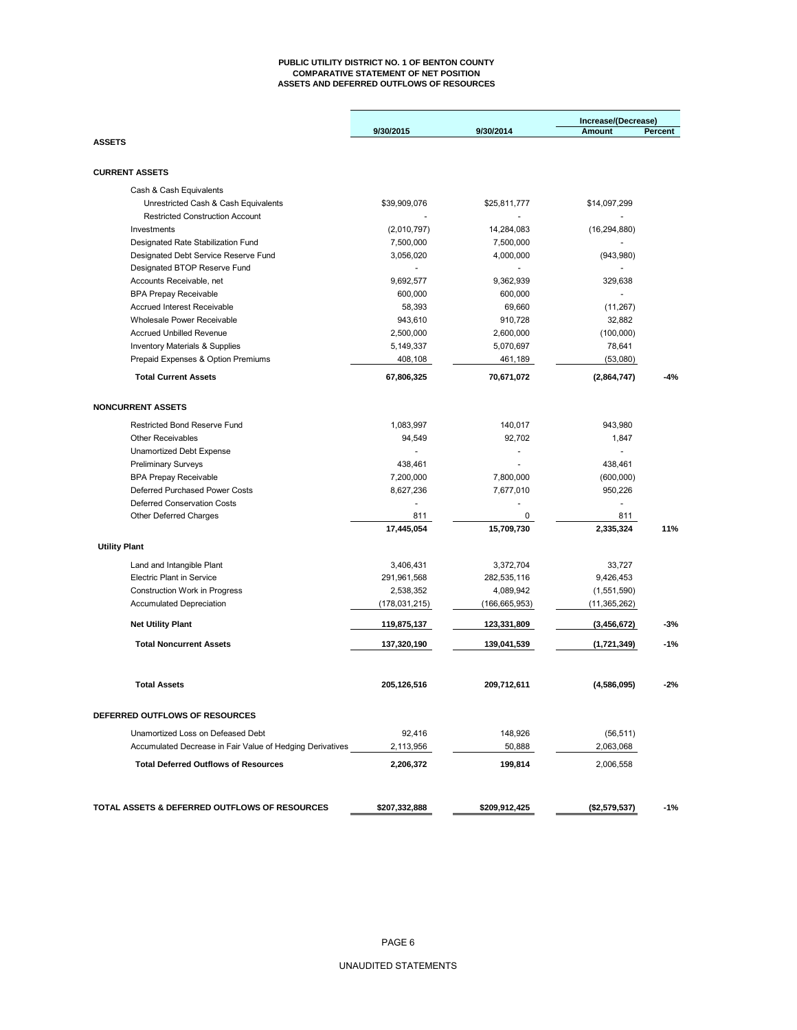# PUBLIC UTILITY DISTRICT NO. 1 OF BENTON COUNTY
## COMPARATIVE STATEMENT OF NET POSITION
## ASSETS AND DEFERRED OUTFLOWS OF RESOURCES

| | 9/30/2015 | 9/30/2014 | Increase/(Decrease) Amount | Percent |
|---|---|---|---|---|
| **ASSETS** | | | | |
| **CURRENT ASSETS** | | | | |
| Cash & Cash Equivalents | | | | |
| Unrestricted Cash & Cash Equivalents | $39,909,076 | $25,811,777 | $14,097,299 | |
| Restricted Construction Account | - | - | - | |
| Investments | (2,010,797) | 14,284,083 | (16,294,880) | |
| Designated Rate Stabilization Fund | 7,500,000 | 7,500,000 | - | |
| Designated Debt Service Reserve Fund | 3,056,020 | 4,000,000 | (943,980) | |
| Designated BTOP Reserve Fund | - | - | - | |
| Accounts Receivable, net | 9,692,577 | 9,362,939 | 329,638 | |
| BPA Prepay Receivable | 600,000 | 600,000 | - | |
| Accrued Interest Receivable | 58,393 | 69,660 | (11,267) | |
| Wholesale Power Receivable | 943,610 | 910,728 | 32,882 | |
| Accrued Unbilled Revenue | 2,500,000 | 2,600,000 | (100,000) | |
| Inventory Materials & Supplies | 5,149,337 | 5,070,697 | 78,641 | |
| Prepaid Expenses & Option Premiums | 408,108 | 461,189 | (53,080) | |
| **Total Current Assets** | **67,806,325** | **70,671,072** | **(2,864,747)** | **-4%** |
| **NONCURRENT ASSETS** | | | | |
| Restricted Bond Reserve Fund | 1,083,997 | 140,017 | 943,980 | |
| Other Receivables | 94,549 | 92,702 | 1,847 | |
| Unamortized Debt Expense | - | - | - | |
| Preliminary Surveys | 438,461 | - | 438,461 | |
| BPA Prepay Receivable | 7,200,000 | 7,800,000 | (600,000) | |
| Deferred Purchased Power Costs | 8,627,236 | 7,677,010 | 950,226 | |
| Deferred Conservation Costs | - | - | - | |
| Other Deferred Charges | 811 | 0 | 811 | |
| | **17,445,054** | **15,709,730** | **2,335,324** | **11%** |
| **Utility Plant** | | | | |
| Land and Intangible Plant | 3,406,431 | 3,372,704 | 33,727 | |
| Electric Plant in Service | 291,961,568 | 282,535,116 | 9,426,453 | |
| Construction Work in Progress | 2,538,352 | 4,089,942 | (1,551,590) | |
| Accumulated Depreciation | (178,031,215) | (166,665,953) | (11,365,262) | |
| **Net Utility Plant** | **119,875,137** | **123,331,809** | **(3,456,672)** | **-3%** |
| **Total Noncurrent Assets** | **137,320,190** | **139,041,539** | **(1,721,349)** | **-1%** |
| **Total Assets** | **205,126,516** | **209,712,611** | **(4,586,095)** | **-2%** |
| **DEFERRED OUTFLOWS OF RESOURCES** | | | | |
| Unamortized Loss on Defeased Debt | 92,416 | 148,926 | (56,511) | |
| Accumulated Decrease in Fair Value of Hedging Derivatives | 2,113,956 | 50,888 | 2,063,068 | |
| **Total Deferred Outflows of Resources** | **2,206,372** | **199,814** | 2,006,558 | |
| **TOTAL ASSETS & DEFERRED OUTFLOWS OF RESOURCES** | **$207,332,888** | **$209,912,425** | **($2,579,537)** | **-1%** |

UNAUDITED STATEMENTS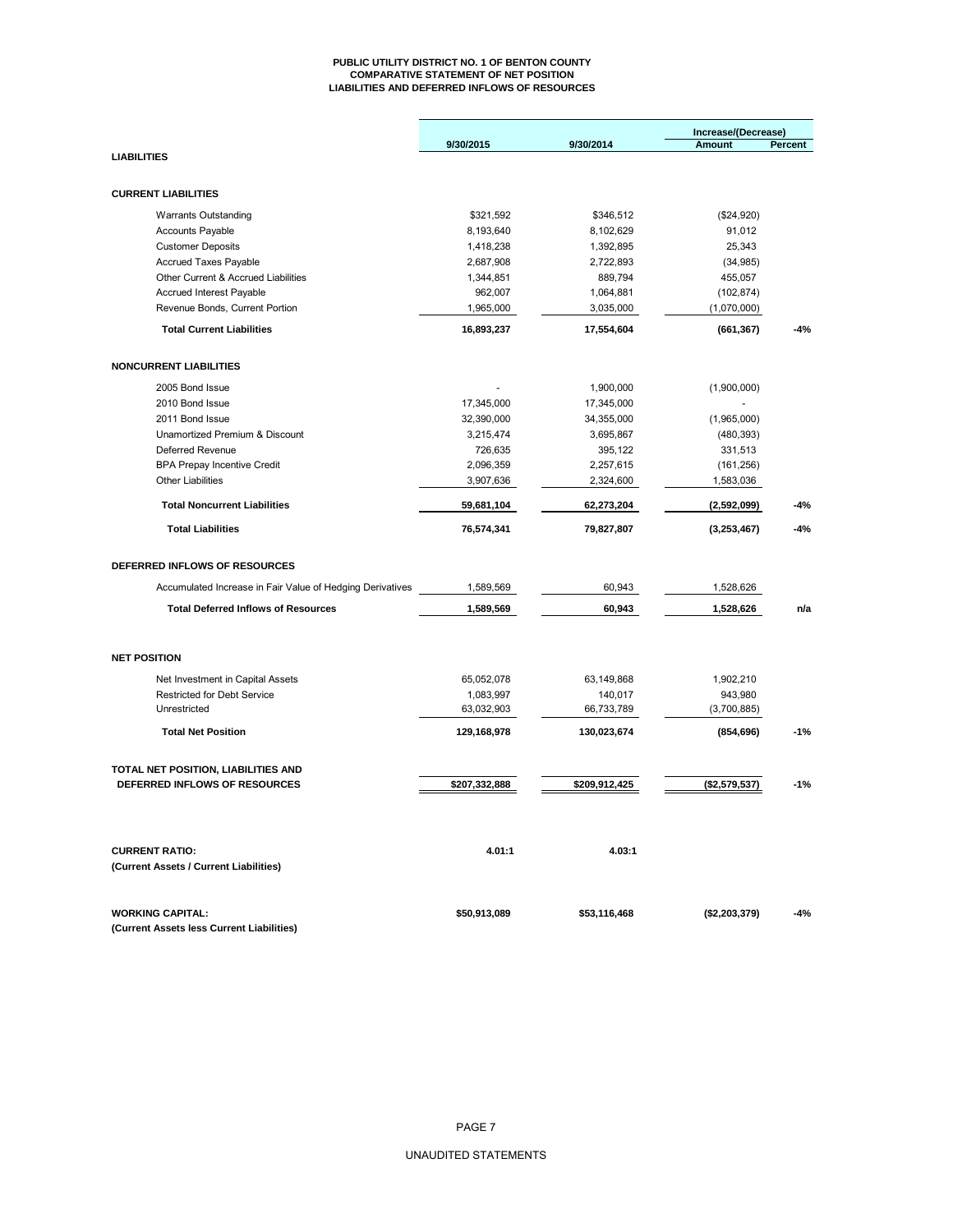# PUBLIC UTILITY DISTRICT NO. 1 OF BENTON COUNTY
## COMPARATIVE STATEMENT OF NET POSITION
## LIABILITIES AND DEFERRED INFLOWS OF RESOURCES

| | 9/30/2015 | 9/30/2014 | Increase/(Decrease) Amount | Percent |
|---|---|---|---|---|
| **LIABILITIES** | | | | |
| **CURRENT LIABILITIES** | | | | |
| Warrants Outstanding | $321,592 | $346,512 | ($24,920) | |
| Accounts Payable | 8,193,640 | 8,102,629 | 91,012 | |
| Customer Deposits | 1,418,238 | 1,392,895 | 25,343 | |
| Accrued Taxes Payable | 2,687,908 | 2,722,893 | (34,985) | |
| Other Current & Accrued Liabilities | 1,344,851 | 889,794 | 455,057 | |
| Accrued Interest Payable | 962,007 | 1,064,881 | (102,874) | |
| Revenue Bonds, Current Portion | 1,965,000 | 3,035,000 | (1,070,000) | |
| **Total Current Liabilities** | **16,893,237** | **17,554,604** | **(661,367)** | **-4%** |
| **NONCURRENT LIABILITIES** | | | | |
| 2005 Bond Issue | - | 1,900,000 | (1,900,000) | |
| 2010 Bond Issue | 17,345,000 | 17,345,000 | - | |
| 2011 Bond Issue | 32,390,000 | 34,355,000 | (1,965,000) | |
| Unamortized Premium & Discount | 3,215,474 | 3,695,867 | (480,393) | |
| Deferred Revenue | 726,635 | 395,122 | 331,513 | |
| BPA Prepay Incentive Credit | 2,096,359 | 2,257,615 | (161,256) | |
| Other Liabilities | 3,907,636 | 2,324,600 | 1,583,036 | |
| **Total Noncurrent Liabilities** | **59,681,104** | **62,273,204** | **(2,592,099)** | **-4%** |
| **Total Liabilities** | **76,574,341** | **79,827,807** | **(3,253,467)** | **-4%** |
| **DEFERRED INFLOWS OF RESOURCES** | | | | |
| Accumulated Increase in Fair Value of Hedging Derivatives | 1,589,569 | 60,943 | 1,528,626 | |
| **Total Deferred Inflows of Resources** | **1,589,569** | **60,943** | **1,528,626** | **n/a** |
| **NET POSITION** | | | | |
| Net Investment in Capital Assets | 65,052,078 | 63,149,868 | 1,902,210 | |
| Restricted for Debt Service | 1,083,997 | 140,017 | 943,980 | |
| Unrestricted | 63,032,903 | 66,733,789 | (3,700,885) | |
| **Total Net Position** | **129,168,978** | **130,023,674** | **(854,696)** | **-1%** |
| **TOTAL NET POSITION, LIABILITIES AND DEFERRED INFLOWS OF RESOURCES** | **$207,332,888** | **$209,912,425** | **($2,579,537)** | **-1%** |
| **CURRENT RATIO:** (Current Assets / Current Liabilities) | **4.01:1** | **4.03:1** | | |
| **WORKING CAPITAL:** (Current Assets less Current Liabilities) | **$50,913,089** | **$53,116,468** | **($2,203,379)** | **-4%** |

UNAUDITED STATEMENTS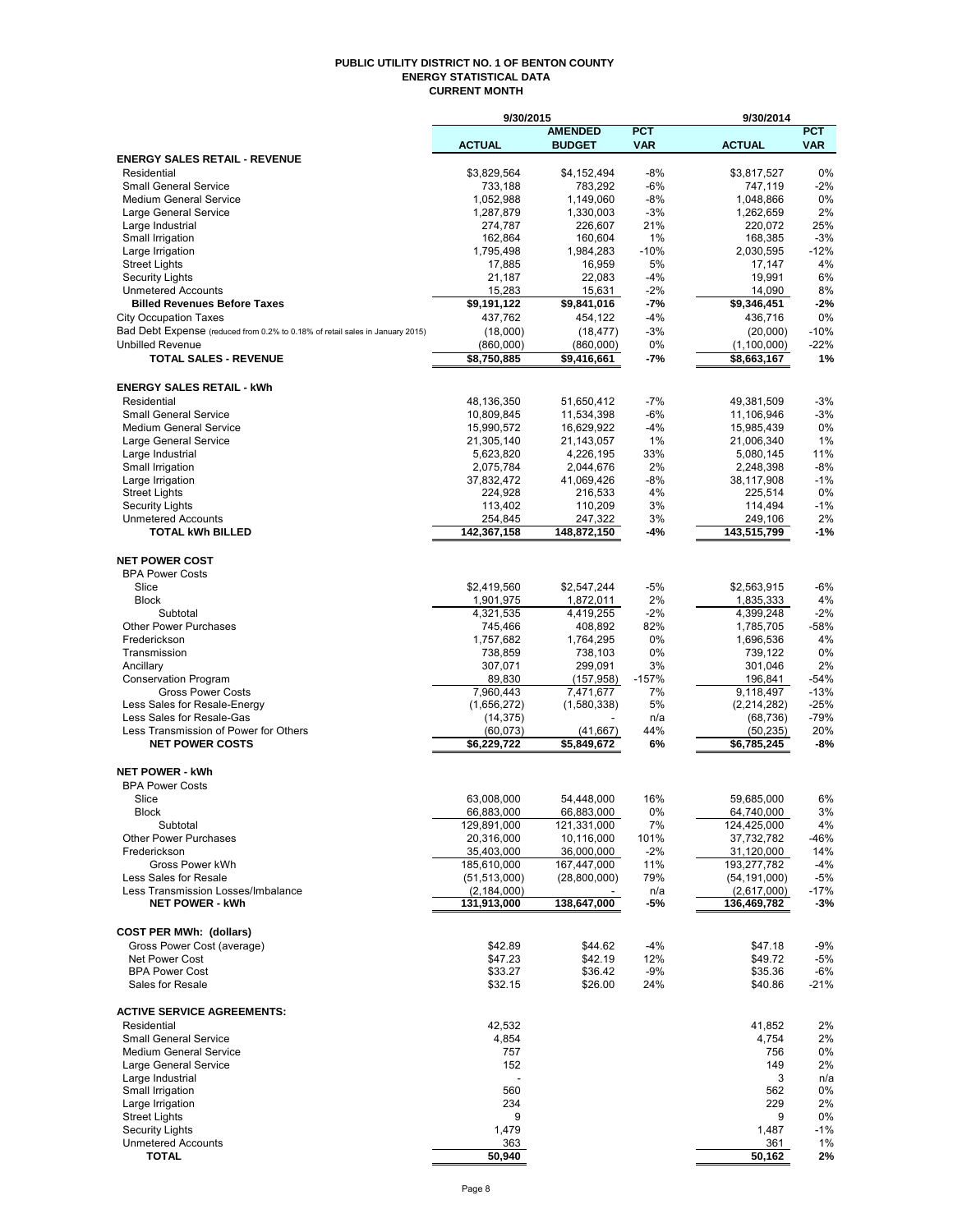# PUBLIC UTILITY DISTRICT NO. 1 OF BENTON COUNTY
## ENERGY STATISTICAL DATA
### CURRENT MONTH

| | 9/30/2015 | | | 9/30/2014 | |
|---|---|---|---|---|---|
| | ACTUAL | AMENDED BUDGET | PCT VAR | ACTUAL | PCT VAR |
| **ENERGY SALES RETAIL - REVENUE** | | | | | |
| Residential | $3,829,564 | $4,152,494 | -8% | $3,817,527 | 0% |
| Small General Service | 733,188 | 783,292 | -6% | 747,119 | -2% |
| Medium General Service | 1,052,988 | 1,149,060 | -8% | 1,048,866 | 0% |
| Large General Service | 1,287,879 | 1,330,003 | -3% | 1,262,659 | 2% |
| Large Industrial | 274,787 | 226,607 | 21% | 220,072 | 25% |
| Small Irrigation | 162,864 | 160,604 | 1% | 168,385 | -3% |
| Large Irrigation | 1,795,498 | 1,984,283 | -10% | 2,030,595 | -12% |
| Street Lights | 17,885 | 16,959 | 5% | 17,147 | 4% |
| Security Lights | 21,187 | 22,083 | -4% | 19,991 | 6% |
| Unmetered Accounts | 15,283 | 15,631 | -2% | 14,090 | 8% |
| **Billed Revenues Before Taxes** | **$9,191,122** | **$9,841,016** | **-7%** | **$9,346,451** | **-2%** |
| City Occupation Taxes | 437,762 | 454,122 | -4% | 436,716 | 0% |
| Bad Debt Expense (reduced from 0.2% to 0.18% of retail sales in January 2015) | (18,000) | (18,477) | -3% | (20,000) | -10% |
| Unbilled Revenue | (860,000) | (860,000) | 0% | (1,100,000) | -22% |
| **TOTAL SALES - REVENUE** | **$8,750,885** | **$9,416,661** | **-7%** | **$8,663,167** | **1%** |
| | | | | | |
| **ENERGY SALES RETAIL - kWh** | | | | | |
| Residential | 48,136,350 | 51,650,412 | -7% | 49,381,509 | -3% |
| Small General Service | 10,809,845 | 11,534,398 | -6% | 11,106,946 | -3% |
| Medium General Service | 15,990,572 | 16,629,922 | -4% | 15,985,439 | 0% |
| Large General Service | 21,305,140 | 21,143,057 | 1% | 21,006,340 | 1% |
| Large Industrial | 5,623,820 | 4,226,195 | 33% | 5,080,145 | 11% |
| Small Irrigation | 2,075,784 | 2,044,676 | 2% | 2,248,398 | -8% |
| Large Irrigation | 37,832,472 | 41,069,426 | -8% | 38,117,908 | -1% |
| Street Lights | 224,928 | 216,533 | 4% | 225,514 | 0% |
| Security Lights | 113,402 | 110,209 | 3% | 114,494 | -1% |
| Unmetered Accounts | 254,845 | 247,322 | 3% | 249,106 | 2% |
| **TOTAL kWh BILLED** | **142,367,158** | **148,872,150** | **-4%** | **143,515,799** | **-1%** |
| | | | | | |
| **NET POWER COST** | | | | | |
| BPA Power Costs | | | | | |
| Slice | $2,419,560 | $2,547,244 | -5% | $2,563,915 | -6% |
| Block | 1,901,975 | 1,872,011 | 2% | 1,835,333 | 4% |
| Subtotal | 4,321,535 | 4,419,255 | -2% | 4,399,248 | -2% |
| Other Power Purchases | 745,466 | 408,892 | 82% | 1,785,705 | -58% |
| Frederickson | 1,757,682 | 1,764,295 | 0% | 1,696,536 | 4% |
| Transmission | 738,859 | 738,103 | 0% | 739,122 | 0% |
| Ancillary | 307,071 | 299,091 | 3% | 301,046 | 2% |
| Conservation Program | 89,830 | (157,958) | -157% | 196,841 | -54% |
| Gross Power Costs | 7,960,443 | 7,471,677 | 7% | 9,118,497 | -13% |
| Less Sales for Resale-Energy | (1,656,272) | (1,580,338) | 5% | (2,214,282) | -25% |
| Less Sales for Resale-Gas | (14,375) | - | n/a | (68,736) | -79% |
| Less Transmission of Power for Others | (60,073) | (41,667) | 44% | (50,235) | 20% |
| **NET POWER COSTS** | **$6,229,722** | **$5,849,672** | **6%** | **$6,785,245** | **-8%** |
| | | | | | |
| **NET POWER - kWh** | | | | | |
| BPA Power Costs | | | | | |
| Slice | 63,008,000 | 54,448,000 | 16% | 59,685,000 | 6% |
| Block | 66,883,000 | 66,883,000 | 0% | 64,740,000 | 3% |
| Subtotal | 129,891,000 | 121,331,000 | 7% | 124,425,000 | 4% |
| Other Power Purchases | 20,316,000 | 10,116,000 | 101% | 37,732,782 | -46% |
| Frederickson | 35,403,000 | 36,000,000 | -2% | 31,120,000 | 14% |
| Gross Power kWh | 185,610,000 | 167,447,000 | 11% | 193,277,782 | -4% |
| Less Sales for Resale | (51,513,000) | (28,800,000) | 79% | (54,191,000) | -5% |
| Less Transmission Losses/Imbalance | (2,184,000) | - | n/a | (2,617,000) | -17% |
| **NET POWER - kWh** | **131,913,000** | **138,647,000** | **-5%** | **136,469,782** | **-3%** |
| | | | | | |
| **COST PER MWh: (dollars)** | | | | | |
| Gross Power Cost (average) | $42.89 | $44.62 | -4% | $47.18 | -9% |
| Net Power Cost | $47.23 | $42.19 | 12% | $49.72 | -5% |
| BPA Power Cost | $33.27 | $36.42 | -9% | $35.36 | -6% |
| Sales for Resale | $32.15 | $26.00 | 24% | $40.86 | -21% |
| | | | | | |
| **ACTIVE SERVICE AGREEMENTS:** | | | | | |
| Residential | 42,532 | | | 41,852 | 2% |
| Small General Service | 4,854 | | | 4,754 | 2% |
| Medium General Service | 757 | | | 756 | 0% |
| Large General Service | 152 | | | 149 | 2% |
| Large Industrial | - | | | 3 | n/a |
| Small Irrigation | 560 | | | 562 | 0% |
| Large Irrigation | 234 | | | 229 | 2% |
| Street Lights | 9 | | | 9 | 0% |
| Security Lights | 1,479 | | | 1,487 | -1% |
| Unmetered Accounts | 363 | | | 361 | 1% |
| **TOTAL** | **50,940** | | | **50,162** | **2%** |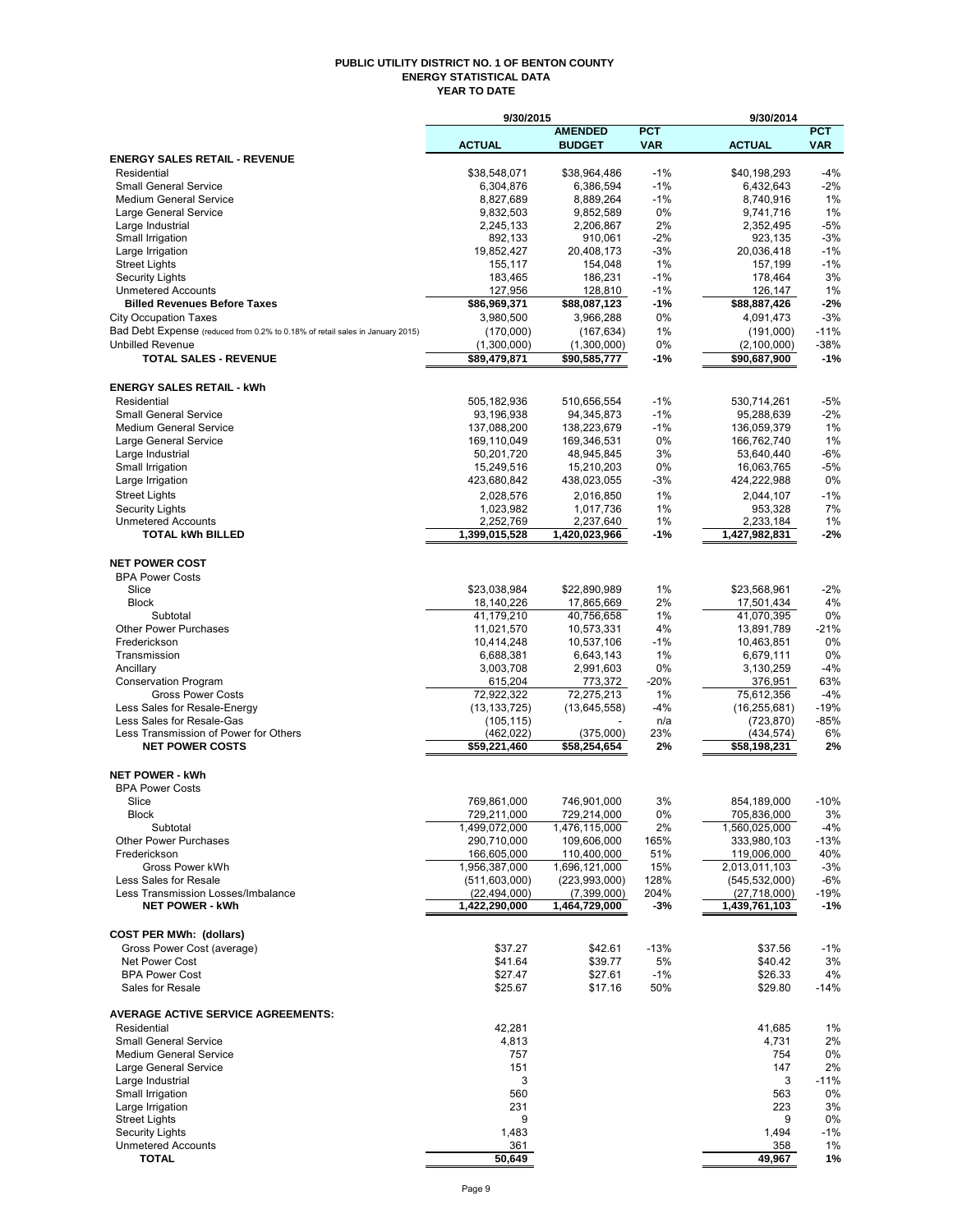# PUBLIC UTILITY DISTRICT NO. 1 OF BENTON COUNTY
## ENERGY STATISTICAL DATA
### YEAR TO DATE

| | 9/30/2015 | | | 9/30/2014 | |
|---|---|---|---|---|---|
| | ACTUAL | AMENDED BUDGET | PCT VAR | ACTUAL | PCT VAR |
| **ENERGY SALES RETAIL - REVENUE** | | | | | |
| Residential | $38,548,071 | $38,964,486 | -1% | $40,198,293 | -4% |
| Small General Service | 6,304,876 | 6,386,594 | -1% | 6,432,643 | -2% |
| Medium General Service | 8,827,689 | 8,889,264 | -1% | 8,740,916 | 1% |
| Large General Service | 9,832,503 | 9,852,589 | 0% | 9,741,716 | 1% |
| Large Industrial | 2,245,133 | 2,206,867 | 2% | 2,352,495 | -5% |
| Small Irrigation | 892,133 | 910,061 | -2% | 923,135 | -3% |
| Large Irrigation | 19,852,427 | 20,408,173 | -3% | 20,036,418 | -1% |
| Street Lights | 155,117 | 154,048 | 1% | 157,199 | -1% |
| Security Lights | 183,465 | 186,231 | -1% | 178,464 | 3% |
| Unmetered Accounts | 127,956 | 128,810 | -1% | 126,147 | 1% |
| **Billed Revenues Before Taxes** | **$86,969,371** | **$88,087,123** | **-1%** | **$88,887,426** | **-2%** |
| City Occupation Taxes | 3,980,500 | 3,966,288 | 0% | 4,091,473 | -3% |
| Bad Debt Expense (reduced from 0.2% to 0.18% of retail sales in January 2015) | (170,000) | (167,634) | 1% | (191,000) | -11% |
| Unbilled Revenue | (1,300,000) | (1,300,000) | 0% | (2,100,000) | -38% |
| **TOTAL SALES - REVENUE** | **$89,479,871** | **$90,585,777** | **-1%** | **$90,687,900** | **-1%** |
| **ENERGY SALES RETAIL - kWh** | | | | | |
| Residential | 505,182,936 | 510,656,554 | -1% | 530,714,261 | -5% |
| Small General Service | 93,196,938 | 94,345,873 | -1% | 95,288,639 | -2% |
| Medium General Service | 137,088,200 | 138,223,679 | -1% | 136,059,379 | 1% |
| Large General Service | 169,110,049 | 169,346,531 | 0% | 166,762,740 | 1% |
| Large Industrial | 50,201,720 | 48,945,845 | 3% | 53,640,440 | -6% |
| Small Irrigation | 15,249,516 | 15,210,203 | 0% | 16,063,765 | -5% |
| Large Irrigation | 423,680,842 | 438,023,055 | -3% | 424,222,988 | 0% |
| Street Lights | 2,028,576 | 2,016,850 | 1% | 2,044,107 | -1% |
| Security Lights | 1,023,982 | 1,017,736 | 1% | 953,328 | 7% |
| Unmetered Accounts | 2,252,769 | 2,237,640 | 1% | 2,233,184 | 1% |
| **TOTAL kWh BILLED** | **1,399,015,528** | **1,420,023,966** | **-1%** | **1,427,982,831** | **-2%** |
| **NET POWER COST** | | | | | |
| BPA Power Costs | | | | | |
| Slice | $23,038,984 | $22,890,989 | 1% | $23,568,961 | -2% |
| Block | 18,140,226 | 17,865,669 | 2% | 17,501,434 | 4% |
| Subtotal | 41,179,210 | 40,756,658 | 1% | 41,070,395 | 0% |
| Other Power Purchases | 11,021,570 | 10,573,331 | 4% | 13,891,789 | -21% |
| Frederickson | 10,414,248 | 10,537,106 | -1% | 10,463,851 | 0% |
| Transmission | 6,688,381 | 6,643,143 | 1% | 6,679,111 | 0% |
| Ancillary | 3,003,708 | 2,991,603 | 0% | 3,130,259 | -4% |
| Conservation Program | 615,204 | 773,372 | -20% | 376,951 | 63% |
| Gross Power Costs | 72,922,322 | 72,275,213 | 1% | 75,612,356 | -4% |
| Less Sales for Resale-Energy | (13,133,725) | (13,645,558) | -4% | (16,255,681) | -19% |
| Less Sales for Resale-Gas | (105,115) | - | n/a | (723,870) | -85% |
| Less Transmission of Power for Others | (462,022) | (375,000) | 23% | (434,574) | 6% |
| **NET POWER COSTS** | **$59,221,460** | **$58,254,654** | **2%** | **$58,198,231** | **2%** |
| **NET POWER - kWh** | | | | | |
| BPA Power Costs | | | | | |
| Slice | 769,861,000 | 746,901,000 | 3% | 854,189,000 | -10% |
| Block | 729,211,000 | 729,214,000 | 0% | 705,836,000 | 3% |
| Subtotal | 1,499,072,000 | 1,476,115,000 | 2% | 1,560,025,000 | -4% |
| Other Power Purchases | 290,710,000 | 109,606,000 | 165% | 333,980,103 | -13% |
| Frederickson | 166,605,000 | 110,400,000 | 51% | 119,006,000 | 40% |
| Gross Power kWh | 1,956,387,000 | 1,696,121,000 | 15% | 2,013,011,103 | -3% |
| Less Sales for Resale | (511,603,000) | (223,993,000) | 128% | (545,532,000) | -6% |
| Less Transmission Losses/Imbalance | (22,494,000) | (7,399,000) | 204% | (27,718,000) | -19% |
| **NET POWER - kWh** | **1,422,290,000** | **1,464,729,000** | **-3%** | **1,439,761,103** | **-1%** |
| **COST PER MWh: (dollars)** | | | | | |
| Gross Power Cost (average) | $37.27 | $42.61 | -13% | $37.56 | -1% |
| Net Power Cost | $41.64 | $39.77 | 5% | $40.42 | 3% |
| BPA Power Cost | $27.47 | $27.61 | -1% | $26.33 | 4% |
| Sales for Resale | $25.67 | $17.16 | 50% | $29.80 | -14% |
| **AVERAGE ACTIVE SERVICE AGREEMENTS:** | | | | | |
| Residential | 42,281 | | | 41,685 | 1% |
| Small General Service | 4,813 | | | 4,731 | 2% |
| Medium General Service | 757 | | | 754 | 0% |
| Large General Service | 151 | | | 147 | 2% |
| Large Industrial | 3 | | | 3 | -11% |
| Small Irrigation | 560 | | | 563 | 0% |
| Large Irrigation | 231 | | | 223 | 3% |
| Street Lights | 9 | | | 9 | 0% |
| Security Lights | 1,483 | | | 1,494 | -1% |
| Unmetered Accounts | 361 | | | 358 | 1% |
| **TOTAL** | **50,649** | | | **49,967** | **1%** |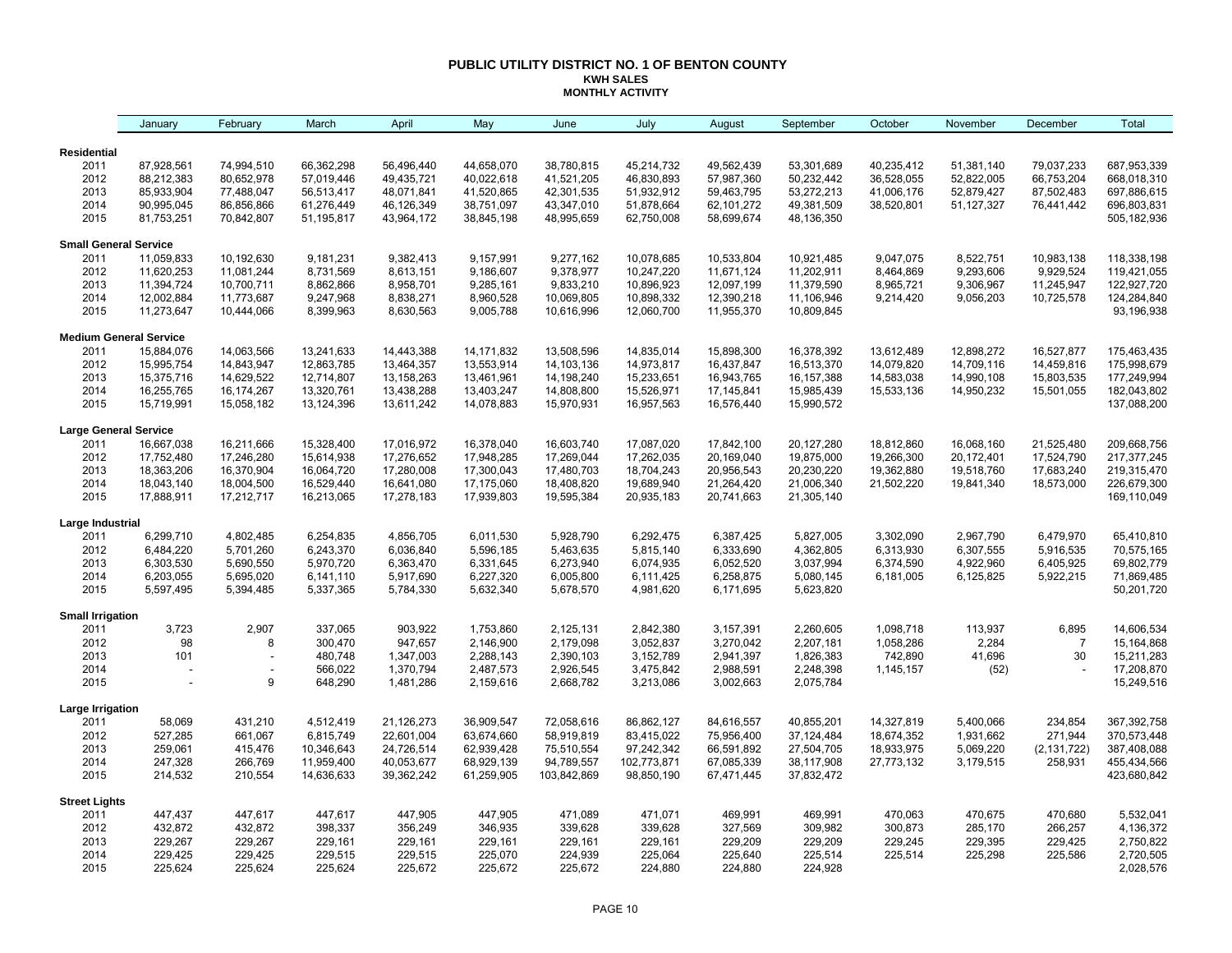# PUBLIC UTILITY DISTRICT NO. 1 OF BENTON COUNTY

## KWH SALES

### MONTHLY ACTIVITY

| | January | February | March | April | May | June | July | August | September | October | November | December | Total |
|---|---|---|---|---|---|---|---|---|---|---|---|---|---|
| **Residential** | | | | | | | | | | | | | |
| 2011 | 87,928,561 | 74,994,510 | 66,362,298 | 56,496,440 | 44,658,070 | 38,780,815 | 45,214,732 | 49,562,439 | 53,301,689 | 40,235,412 | 51,381,140 | 79,037,233 | 687,953,339 |
| 2012 | 88,212,383 | 80,652,978 | 57,019,446 | 49,435,721 | 40,022,618 | 41,521,205 | 46,830,893 | 57,987,360 | 50,232,442 | 36,528,055 | 52,822,005 | 66,753,204 | 668,018,310 |
| 2013 | 85,933,904 | 77,488,047 | 56,513,417 | 48,071,841 | 41,520,865 | 42,301,535 | 51,932,912 | 59,463,795 | 53,272,213 | 41,006,176 | 52,879,427 | 87,502,483 | 697,886,615 |
| 2014 | 90,995,045 | 86,856,866 | 61,276,449 | 46,126,349 | 38,751,097 | 43,347,010 | 51,878,664 | 62,101,272 | 49,381,509 | 38,520,801 | 51,127,327 | 76,441,442 | 696,803,831 |
| 2015 | 81,753,251 | 70,842,807 | 51,195,817 | 43,964,172 | 38,845,198 | 48,995,659 | 62,750,008 | 58,699,674 | 48,136,350 | | | | 505,182,936 |
| **Small General Service** | | | | | | | | | | | | | |
| 2011 | 11,059,833 | 10,192,630 | 9,181,231 | 9,382,413 | 9,157,991 | 9,277,162 | 10,078,685 | 10,533,804 | 10,921,485 | 9,047,075 | 8,522,751 | 10,983,138 | 118,338,198 |
| 2012 | 11,620,253 | 11,081,244 | 8,731,569 | 8,613,151 | 9,186,607 | 9,378,977 | 10,247,220 | 11,671,124 | 11,202,911 | 8,464,869 | 9,293,606 | 9,929,524 | 119,421,055 |
| 2013 | 11,394,724 | 10,700,711 | 8,862,866 | 8,958,701 | 9,285,161 | 9,833,210 | 10,896,923 | 12,097,199 | 11,379,590 | 8,965,721 | 9,306,967 | 11,245,947 | 122,927,720 |
| 2014 | 12,002,884 | 11,773,687 | 9,247,968 | 8,838,271 | 8,960,528 | 10,069,805 | 10,898,332 | 12,390,218 | 11,106,946 | 9,214,420 | 9,056,203 | 10,725,578 | 124,284,840 |
| 2015 | 11,273,647 | 10,444,066 | 8,399,963 | 8,630,563 | 9,005,788 | 10,616,996 | 12,060,700 | 11,955,370 | 10,809,845 | | | | 93,196,938 |
| **Medium General Service** | | | | | | | | | | | | | |
| 2011 | 15,884,076 | 14,063,566 | 13,241,633 | 14,443,388 | 14,171,832 | 13,508,596 | 14,835,014 | 15,898,300 | 16,378,392 | 13,612,489 | 12,898,272 | 16,527,877 | 175,463,435 |
| 2012 | 15,995,754 | 14,843,947 | 12,863,785 | 13,464,357 | 13,553,914 | 14,103,136 | 14,973,817 | 16,437,847 | 16,513,370 | 14,079,820 | 14,709,116 | 14,459,816 | 175,998,679 |
| 2013 | 15,375,716 | 14,629,522 | 12,714,807 | 13,158,263 | 13,461,961 | 14,198,240 | 15,233,651 | 16,943,765 | 16,157,388 | 14,583,038 | 14,990,108 | 15,803,535 | 177,249,994 |
| 2014 | 16,255,765 | 16,174,267 | 13,320,761 | 13,438,288 | 13,403,247 | 14,808,800 | 15,526,971 | 17,145,841 | 15,985,439 | 15,533,136 | 14,950,232 | 15,501,055 | 182,043,802 |
| 2015 | 15,719,991 | 15,058,182 | 13,124,396 | 13,611,242 | 14,078,883 | 15,970,931 | 16,957,563 | 16,576,440 | 15,990,572 | | | | 137,088,200 |
| **Large General Service** | | | | | | | | | | | | | |
| 2011 | 16,667,038 | 16,211,666 | 15,328,400 | 17,016,972 | 16,378,040 | 16,603,740 | 17,087,020 | 17,842,100 | 20,127,280 | 18,812,860 | 16,068,160 | 21,525,480 | 209,668,756 |
| 2012 | 17,752,480 | 17,246,280 | 15,614,938 | 17,276,652 | 17,948,285 | 17,269,044 | 17,262,035 | 20,169,040 | 19,875,000 | 19,266,300 | 20,172,401 | 17,524,790 | 217,377,245 |
| 2013 | 18,363,206 | 16,370,904 | 16,064,720 | 17,280,008 | 17,300,043 | 17,480,703 | 18,704,243 | 20,956,543 | 20,230,220 | 19,362,880 | 19,518,760 | 17,683,240 | 219,315,470 |
| 2014 | 18,043,140 | 18,004,500 | 16,529,440 | 16,641,080 | 17,175,060 | 18,408,820 | 19,689,940 | 21,264,420 | 21,006,340 | 21,502,220 | 19,841,340 | 18,573,000 | 226,679,300 |
| 2015 | 17,888,911 | 17,212,717 | 16,213,065 | 17,278,183 | 17,939,803 | 19,595,384 | 20,935,183 | 20,741,663 | 21,305,140 | | | | 169,110,049 |
| **Large Industrial** | | | | | | | | | | | | | |
| 2011 | 6,299,710 | 4,802,485 | 6,254,835 | 4,856,705 | 6,011,530 | 5,928,790 | 6,292,475 | 6,387,425 | 5,827,005 | 3,302,090 | 2,967,790 | 6,479,970 | 65,410,810 |
| 2012 | 6,484,220 | 5,701,260 | 6,243,370 | 6,036,840 | 5,596,185 | 5,463,635 | 5,815,140 | 6,333,690 | 4,362,805 | 6,313,930 | 6,307,555 | 5,916,535 | 70,575,165 |
| 2013 | 6,303,530 | 5,690,550 | 5,970,720 | 6,363,470 | 6,331,645 | 6,273,940 | 6,074,935 | 6,052,520 | 3,037,994 | 6,374,590 | 4,922,960 | 6,405,925 | 69,802,779 |
| 2014 | 6,203,055 | 5,695,020 | 6,141,110 | 5,917,690 | 6,227,320 | 6,005,800 | 6,111,425 | 6,258,875 | 5,080,145 | 6,181,005 | 6,125,825 | 5,922,215 | 71,869,485 |
| 2015 | 5,597,495 | 5,394,485 | 5,337,365 | 5,784,330 | 5,632,340 | 5,678,570 | 4,981,620 | 6,171,695 | 5,623,820 | | | | 50,201,720 |
| **Small Irrigation** | | | | | | | | | | | | | |
| 2011 | 3,723 | 2,907 | 337,065 | 903,922 | 1,753,860 | 2,125,131 | 2,842,380 | 3,157,391 | 2,260,605 | 1,098,718 | 113,937 | 6,895 | 14,606,534 |
| 2012 | 98 | 8 | 300,470 | 947,657 | 2,146,900 | 2,179,098 | 3,052,837 | 3,270,042 | 2,207,181 | 1,058,286 | 2,284 | 7 | 15,164,868 |
| 2013 | 101 | - | 480,748 | 1,347,003 | 2,288,143 | 2,390,103 | 3,152,789 | 2,941,397 | 1,826,383 | 742,890 | 41,696 | 30 | 15,211,283 |
| 2014 | - | - | 566,022 | 1,370,794 | 2,487,573 | 2,926,545 | 3,475,842 | 2,988,591 | 2,248,398 | 1,145,157 | (52) | - | 17,208,870 |
| 2015 | - | 9 | 648,290 | 1,481,286 | 2,159,616 | 2,668,782 | 3,213,086 | 3,002,663 | 2,075,784 | | | | 15,249,516 |
| **Large Irrigation** | | | | | | | | | | | | | |
| 2011 | 58,069 | 431,210 | 4,512,419 | 21,126,273 | 36,909,547 | 72,058,616 | 86,862,127 | 84,616,557 | 40,855,201 | 14,327,819 | 5,400,066 | 234,854 | 367,392,758 |
| 2012 | 527,285 | 661,067 | 6,815,749 | 22,601,004 | 63,674,660 | 58,919,819 | 83,415,022 | 75,956,400 | 37,124,484 | 18,674,352 | 1,931,662 | 271,944 | 370,573,448 |
| 2013 | 259,061 | 415,476 | 10,346,643 | 24,726,514 | 62,939,428 | 75,510,554 | 97,242,342 | 66,591,892 | 27,504,705 | 18,933,975 | 5,069,220 | (2,131,722) | 387,408,088 |
| 2014 | 247,328 | 266,769 | 11,959,400 | 40,053,677 | 68,929,139 | 94,789,557 | 102,773,871 | 67,085,339 | 38,117,908 | 27,773,132 | 3,179,515 | 258,931 | 455,434,566 |
| 2015 | 214,532 | 210,554 | 14,636,633 | 39,362,242 | 61,259,905 | 103,842,869 | 98,850,190 | 67,471,445 | 37,832,472 | | | | 423,680,842 |
| **Street Lights** | | | | | | | | | | | | | |
| 2011 | 447,437 | 447,617 | 447,617 | 447,905 | 447,905 | 471,089 | 471,071 | 469,991 | 469,991 | 470,063 | 470,675 | 470,680 | 5,532,041 |
| 2012 | 432,872 | 432,872 | 398,337 | 356,249 | 346,935 | 339,628 | 339,628 | 327,569 | 309,982 | 300,873 | 285,170 | 266,257 | 4,136,372 |
| 2013 | 229,267 | 229,267 | 229,161 | 229,161 | 229,161 | 229,161 | 229,161 | 229,209 | 229,209 | 229,245 | 229,395 | 229,425 | 2,750,822 |
| 2014 | 229,425 | 229,425 | 229,515 | 229,515 | 225,070 | 224,939 | 225,064 | 225,640 | 225,514 | 225,514 | 225,298 | 225,586 | 2,720,505 |
| 2015 | 225,624 | 225,624 | 225,624 | 225,672 | 225,672 | 225,672 | 224,880 | 224,880 | 224,928 | | | | 2,028,576 |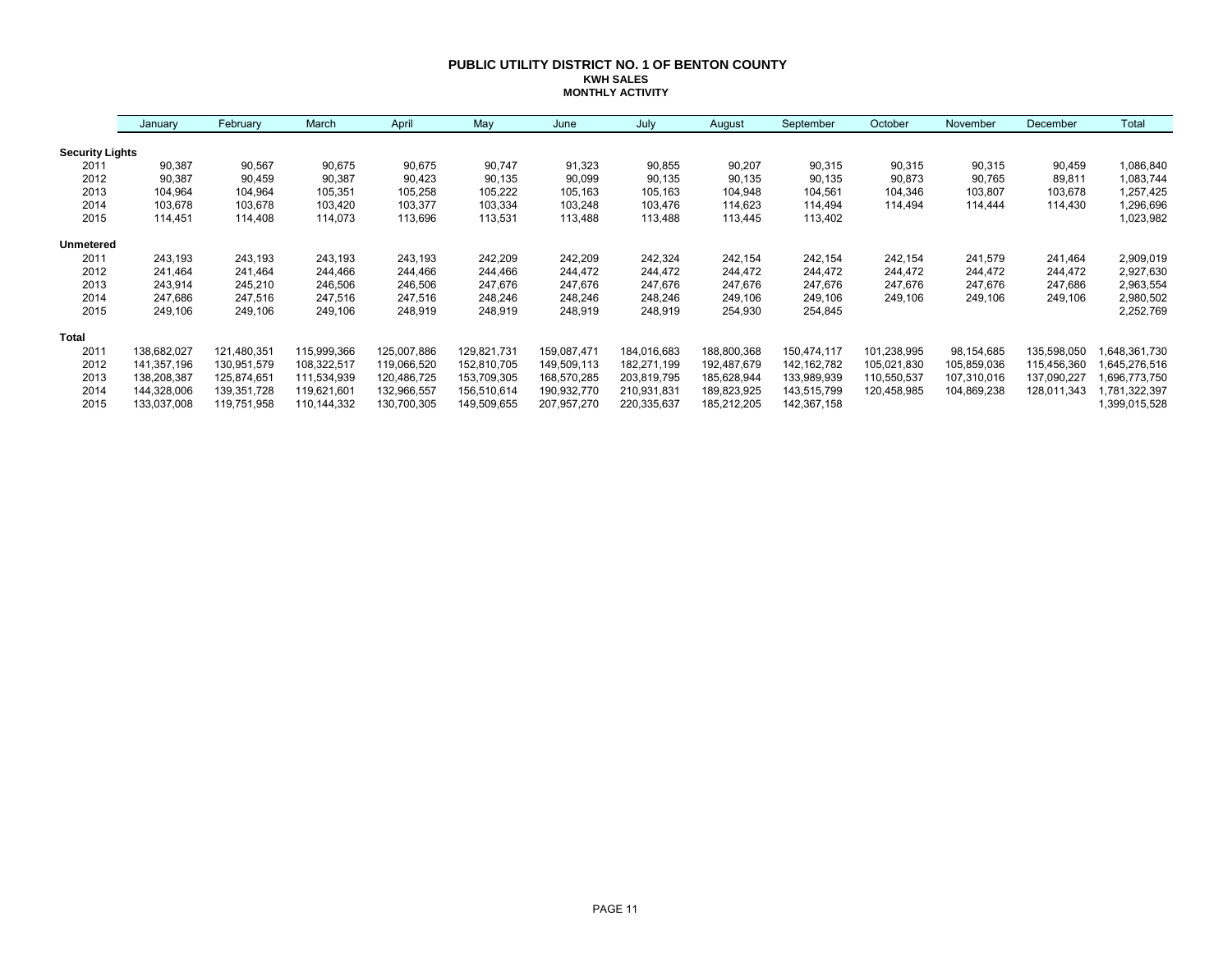# PUBLIC UTILITY DISTRICT NO. 1 OF BENTON COUNTY
## KWH SALES
## MONTHLY ACTIVITY

| | January | February | March | April | May | June | July | August | September | October | November | December | Total |
|---|---|---|---|---|---|---|---|---|---|---|---|---|---|
| **Security Lights** | | | | | | | | | | | | | |
| 2011 | 90,387 | 90,567 | 90,675 | 90,675 | 90,747 | 91,323 | 90,855 | 90,207 | 90,315 | 90,315 | 90,315 | 90,459 | 1,086,840 |
| 2012 | 90,387 | 90,459 | 90,387 | 90,423 | 90,135 | 90,099 | 90,135 | 90,135 | 90,135 | 90,873 | 90,765 | 89,811 | 1,083,744 |
| 2013 | 104,964 | 104,964 | 105,351 | 105,258 | 105,222 | 105,163 | 105,163 | 104,948 | 104,561 | 104,346 | 103,807 | 103,678 | 1,257,425 |
| 2014 | 103,678 | 103,678 | 103,420 | 103,377 | 103,334 | 103,248 | 103,476 | 114,623 | 114,494 | 114,494 | 114,444 | 114,430 | 1,296,696 |
| 2015 | 114,451 | 114,408 | 114,073 | 113,696 | 113,531 | 113,488 | 113,488 | 113,445 | 113,402 | | | | 1,023,982 |
| **Unmetered** | | | | | | | | | | | | | |
| 2011 | 243,193 | 243,193 | 243,193 | 243,193 | 242,209 | 242,209 | 242,324 | 242,154 | 242,154 | 242,154 | 241,579 | 241,464 | 2,909,019 |
| 2012 | 241,464 | 241,464 | 244,466 | 244,466 | 244,466 | 244,472 | 244,472 | 244,472 | 244,472 | 244,472 | 244,472 | 244,472 | 2,927,630 |
| 2013 | 243,914 | 245,210 | 246,506 | 246,506 | 247,676 | 247,676 | 247,676 | 247,676 | 247,676 | 247,676 | 247,676 | 247,686 | 2,963,554 |
| 2014 | 247,686 | 247,516 | 247,516 | 247,516 | 248,246 | 248,246 | 248,246 | 249,106 | 249,106 | 249,106 | 249,106 | 249,106 | 2,980,502 |
| 2015 | 249,106 | 249,106 | 249,106 | 248,919 | 248,919 | 248,919 | 248,919 | 254,930 | 254,845 | | | | 2,252,769 |
| **Total** | | | | | | | | | | | | | |
| 2011 | 138,682,027 | 121,480,351 | 115,999,366 | 125,007,886 | 129,821,731 | 159,087,471 | 184,016,683 | 188,800,368 | 150,474,117 | 101,238,995 | 98,154,685 | 135,598,050 | 1,648,361,730 |
| 2012 | 141,357,196 | 130,951,579 | 108,322,517 | 119,066,520 | 152,810,705 | 149,509,113 | 182,271,199 | 192,487,679 | 142,162,782 | 105,021,830 | 105,859,036 | 115,456,360 | 1,645,276,516 |
| 2013 | 138,208,387 | 125,874,651 | 111,534,939 | 120,486,725 | 153,709,305 | 168,570,285 | 203,819,795 | 185,628,944 | 133,989,939 | 110,550,537 | 107,310,016 | 137,090,227 | 1,696,773,750 |
| 2014 | 144,328,006 | 139,351,728 | 119,621,601 | 132,966,557 | 156,510,614 | 190,932,770 | 210,931,831 | 189,823,925 | 143,515,799 | 120,458,985 | 104,869,238 | 128,011,343 | 1,781,322,397 |
| 2015 | 133,037,008 | 119,751,958 | 110,144,332 | 130,700,305 | 149,509,655 | 207,957,270 | 220,335,637 | 185,212,205 | 142,367,158 | | | | 1,399,015,528 |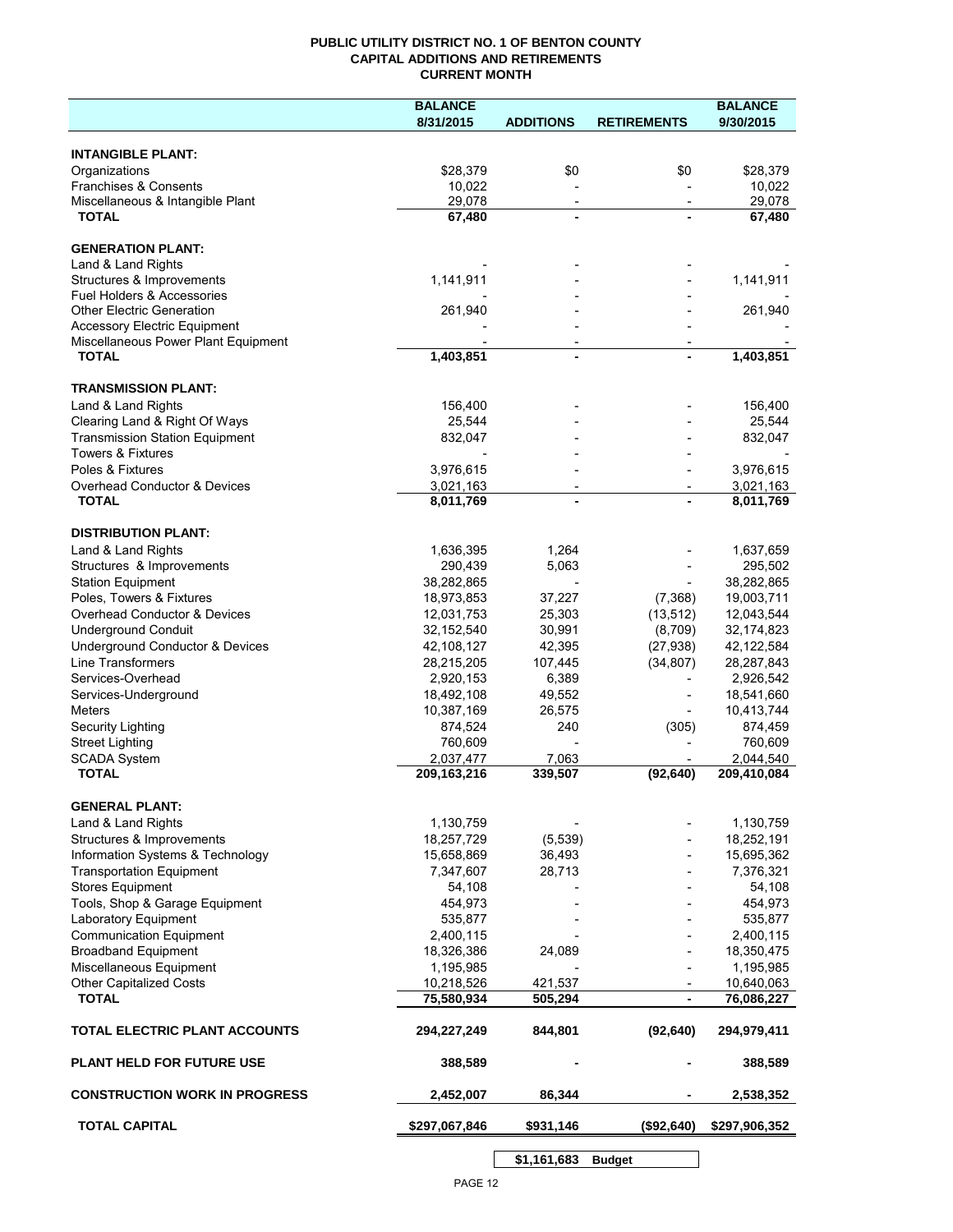# PUBLIC UTILITY DISTRICT NO. 1 OF BENTON COUNTY
## CAPITAL ADDITIONS AND RETIREMENTS
### CURRENT MONTH

| | BALANCE 8/31/2015 | ADDITIONS | RETIREMENTS | BALANCE 9/30/2015 |
|---|---|---|---|---|
| **INTANGIBLE PLANT:** | | | | |
| Organizations | $28,379 | $0 | $0 | $28,379 |
| Franchises & Consents | 10,022 | - | - | 10,022 |
| Miscellaneous & Intangible Plant | 29,078 | - | - | 29,078 |
| **TOTAL** | **67,480** | **-** | **-** | **67,480** |
| **GENERATION PLANT:** | | | | |
| Land & Land Rights | - | - | - | - |
| Structures & Improvements | 1,141,911 | - | - | 1,141,911 |
| Fuel Holders & Accessories | - | - | - | - |
| Other Electric Generation | 261,940 | - | - | 261,940 |
| Accessory Electric Equipment | - | - | - | - |
| Miscellaneous Power Plant Equipment | - | - | - | - |
| **TOTAL** | **1,403,851** | **-** | **-** | **1,403,851** |
| **TRANSMISSION PLANT:** | | | | |
| Land & Land Rights | 156,400 | - | - | 156,400 |
| Clearing Land & Right Of Ways | 25,544 | - | - | 25,544 |
| Transmission Station Equipment | 832,047 | - | - | 832,047 |
| Towers & Fixtures | - | - | - | - |
| Poles & Fixtures | 3,976,615 | - | - | 3,976,615 |
| Overhead Conductor & Devices | 3,021,163 | - | - | 3,021,163 |
| **TOTAL** | **8,011,769** | **-** | **-** | **8,011,769** |
| **DISTRIBUTION PLANT:** | | | | |
| Land & Land Rights | 1,636,395 | 1,264 | - | 1,637,659 |
| Structures & Improvements | 290,439 | 5,063 | - | 295,502 |
| Station Equipment | 38,282,865 | - | - | 38,282,865 |
| Poles, Towers & Fixtures | 18,973,853 | 37,227 | (7,368) | 19,003,711 |
| Overhead Conductor & Devices | 12,031,753 | 25,303 | (13,512) | 12,043,544 |
| Underground Conduit | 32,152,540 | 30,991 | (8,709) | 32,174,823 |
| Underground Conductor & Devices | 42,108,127 | 42,395 | (27,938) | 42,122,584 |
| Line Transformers | 28,215,205 | 107,445 | (34,807) | 28,287,843 |
| Services-Overhead | 2,920,153 | 6,389 | - | 2,926,542 |
| Services-Underground | 18,492,108 | 49,552 | - | 18,541,660 |
| Meters | 10,387,169 | 26,575 | - | 10,413,744 |
| Security Lighting | 874,524 | 240 | (305) | 874,459 |
| Street Lighting | 760,609 | - | - | 760,609 |
| SCADA System | 2,037,477 | 7,063 | - | 2,044,540 |
| **TOTAL** | **209,163,216** | **339,507** | **(92,640)** | **209,410,084** |
| **GENERAL PLANT:** | | | | |
| Land & Land Rights | 1,130,759 | - | - | 1,130,759 |
| Structures & Improvements | 18,257,729 | (5,539) | - | 18,252,191 |
| Information Systems & Technology | 15,658,869 | 36,493 | - | 15,695,362 |
| Transportation Equipment | 7,347,607 | 28,713 | - | 7,376,321 |
| Stores Equipment | 54,108 | - | - | 54,108 |
| Tools, Shop & Garage Equipment | 454,973 | - | - | 454,973 |
| Laboratory Equipment | 535,877 | - | - | 535,877 |
| Communication Equipment | 2,400,115 | - | - | 2,400,115 |
| Broadband Equipment | 18,326,386 | 24,089 | - | 18,350,475 |
| Miscellaneous Equipment | 1,195,985 | - | - | 1,195,985 |
| Other Capitalized Costs | 10,218,526 | 421,537 | - | 10,640,063 |
| **TOTAL** | **75,580,934** | **505,294** | **-** | **76,086,227** |
| **TOTAL ELECTRIC PLANT ACCOUNTS** | **294,227,249** | **844,801** | **(92,640)** | **294,979,411** |
| **PLANT HELD FOR FUTURE USE** | **388,589** | **-** | **-** | **388,589** |
| **CONSTRUCTION WORK IN PROGRESS** | **2,452,007** | **86,344** | **-** | **2,538,352** |
| **TOTAL CAPITAL** | **$297,067,846** | **$931,146** | **($92,640)** | **$297,906,352** |

| $1,161,683 | Budget |
|---|---|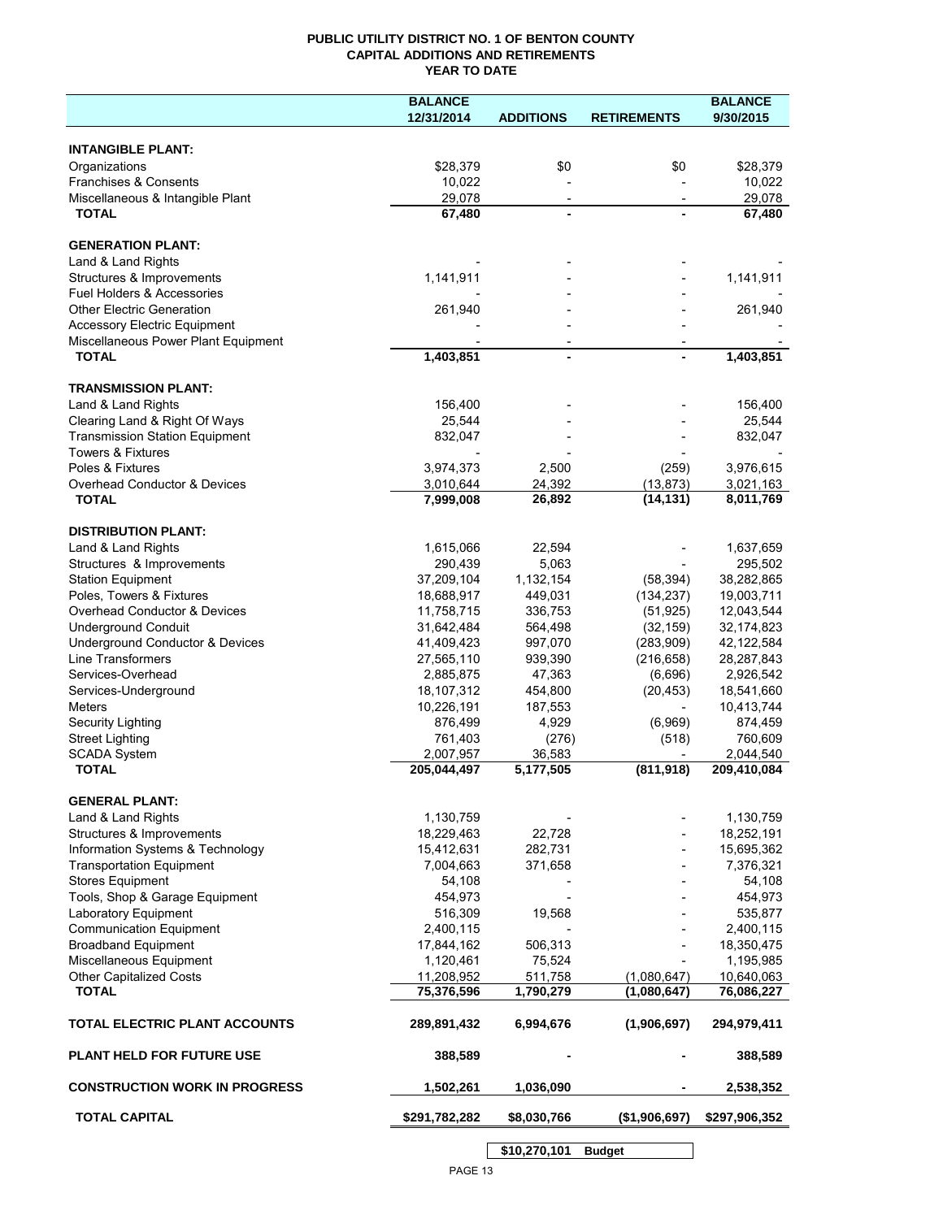**PUBLIC UTILITY DISTRICT NO. 1 OF BENTON COUNTY**
**CAPITAL ADDITIONS AND RETIREMENTS**
**YEAR TO DATE**

| | BALANCE 12/31/2014 | ADDITIONS | RETIREMENTS | BALANCE 9/30/2015 |
|---|---|---|---|---|
| **INTANGIBLE PLANT:** | | | | |
| Organizations | $28,379 | $0 | $0 | $28,379 |
| Franchises & Consents | 10,022 | - | - | 10,022 |
| Miscellaneous & Intangible Plant | 29,078 | - | - | 29,078 |
| **TOTAL** | **67,480** | **-** | **-** | **67,480** |
| **GENERATION PLANT:** | | | | |
| Land & Land Rights | - | - | - | - |
| Structures & Improvements | 1,141,911 | - | - | 1,141,911 |
| Fuel Holders & Accessories | - | - | - | - |
| Other Electric Generation | 261,940 | - | - | 261,940 |
| Accessory Electric Equipment | - | - | - | - |
| Miscellaneous Power Plant Equipment | - | - | - | - |
| **TOTAL** | **1,403,851** | **-** | **-** | **1,403,851** |
| **TRANSMISSION PLANT:** | | | | |
| Land & Land Rights | 156,400 | - | - | 156,400 |
| Clearing Land & Right Of Ways | 25,544 | - | - | 25,544 |
| Transmission Station Equipment | 832,047 | - | - | 832,047 |
| Towers & Fixtures | - | - | - | - |
| Poles & Fixtures | 3,974,373 | 2,500 | (259) | 3,976,615 |
| Overhead Conductor & Devices | 3,010,644 | 24,392 | (13,873) | 3,021,163 |
| **TOTAL** | **7,999,008** | **26,892** | **(14,131)** | **8,011,769** |
| **DISTRIBUTION PLANT:** | | | | |
| Land & Land Rights | 1,615,066 | 22,594 | - | 1,637,659 |
| Structures & Improvements | 290,439 | 5,063 | - | 295,502 |
| Station Equipment | 37,209,104 | 1,132,154 | (58,394) | 38,282,865 |
| Poles, Towers & Fixtures | 18,688,917 | 449,031 | (134,237) | 19,003,711 |
| Overhead Conductor & Devices | 11,758,715 | 336,753 | (51,925) | 12,043,544 |
| Underground Conduit | 31,642,484 | 564,498 | (32,159) | 32,174,823 |
| Underground Conductor & Devices | 41,409,423 | 997,070 | (283,909) | 42,122,584 |
| Line Transformers | 27,565,110 | 939,390 | (216,658) | 28,287,843 |
| Services-Overhead | 2,885,875 | 47,363 | (6,696) | 2,926,542 |
| Services-Underground | 18,107,312 | 454,800 | (20,453) | 18,541,660 |
| Meters | 10,226,191 | 187,553 | - | 10,413,744 |
| Security Lighting | 876,499 | 4,929 | (6,969) | 874,459 |
| Street Lighting | 761,403 | (276) | (518) | 760,609 |
| SCADA System | 2,007,957 | 36,583 | - | 2,044,540 |
| **TOTAL** | **205,044,497** | **5,177,505** | **(811,918)** | **209,410,084** |
| **GENERAL PLANT:** | | | | |
| Land & Land Rights | 1,130,759 | - | - | 1,130,759 |
| Structures & Improvements | 18,229,463 | 22,728 | - | 18,252,191 |
| Information Systems & Technology | 15,412,631 | 282,731 | - | 15,695,362 |
| Transportation Equipment | 7,004,663 | 371,658 | - | 7,376,321 |
| Stores Equipment | 54,108 | - | - | 54,108 |
| Tools, Shop & Garage Equipment | 454,973 | - | - | 454,973 |
| Laboratory Equipment | 516,309 | 19,568 | - | 535,877 |
| Communication Equipment | 2,400,115 | - | - | 2,400,115 |
| Broadband Equipment | 17,844,162 | 506,313 | - | 18,350,475 |
| Miscellaneous Equipment | 1,120,461 | 75,524 | - | 1,195,985 |
| Other Capitalized Costs | 11,208,952 | 511,758 | (1,080,647) | 10,640,063 |
| **TOTAL** | **75,376,596** | **1,790,279** | **(1,080,647)** | **76,086,227** |
| **TOTAL ELECTRIC PLANT ACCOUNTS** | **289,891,432** | **6,994,676** | **(1,906,697)** | **294,979,411** |
| **PLANT HELD FOR FUTURE USE** | **388,589** | **-** | **-** | **388,589** |
| **CONSTRUCTION WORK IN PROGRESS** | **1,502,261** | **1,036,090** | **-** | **2,538,352** |
| **TOTAL CAPITAL** | **$291,782,282** | **$8,030,766** | **($1,906,697)** | **$297,906,352** |
| | | **$10,270,101** | **Budget** | |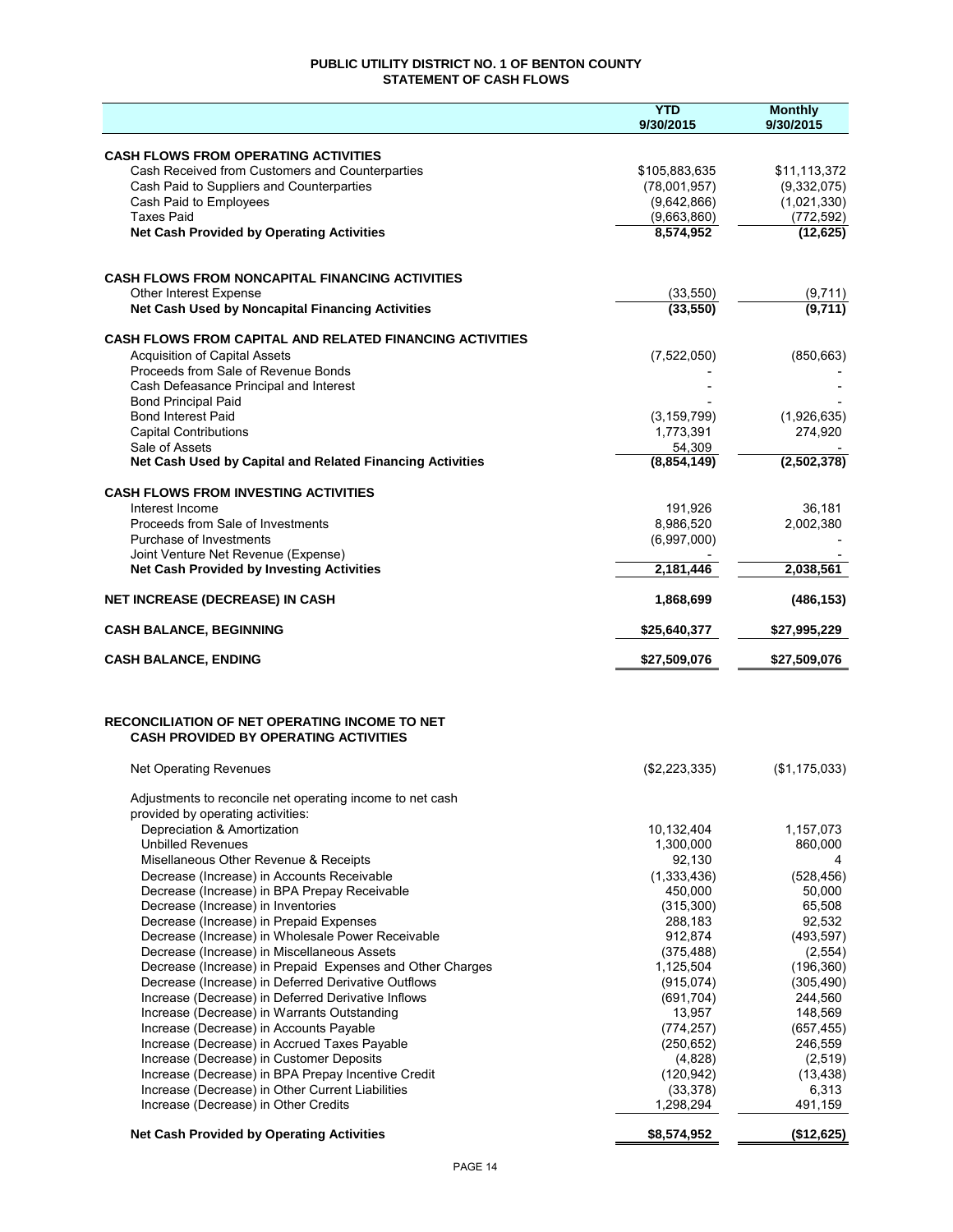# PUBLIC UTILITY DISTRICT NO. 1 OF BENTON COUNTY
## STATEMENT OF CASH FLOWS

| | YTD 9/30/2015 | Monthly 9/30/2015 |
|---|---|---|
| **CASH FLOWS FROM OPERATING ACTIVITIES** | | |
| Cash Received from Customers and Counterparties | $105,883,635 | $11,113,372 |
| Cash Paid to Suppliers and Counterparties | (78,001,957) | (9,332,075) |
| Cash Paid to Employees | (9,642,866) | (1,021,330) |
| Taxes Paid | (9,663,860) | (772,592) |
| **Net Cash Provided by Operating Activities** | **8,574,952** | **(12,625)** |
| | | |
| **CASH FLOWS FROM NONCAPITAL FINANCING ACTIVITIES** | | |
| Other Interest Expense | (33,550) | (9,711) |
| **Net Cash Used by Noncapital Financing Activities** | **(33,550)** | **(9,711)** |
| | | |
| **CASH FLOWS FROM CAPITAL AND RELATED FINANCING ACTIVITIES** | | |
| Acquisition of Capital Assets | (7,522,050) | (850,663) |
| Proceeds from Sale of Revenue Bonds | - | - |
| Cash Defeasance Principal and Interest | - | - |
| Bond Principal Paid | - | - |
| Bond Interest Paid | (3,159,799) | (1,926,635) |
| Capital Contributions | 1,773,391 | 274,920 |
| Sale of Assets | 54,309 | - |
| **Net Cash Used by Capital and Related Financing Activities** | **(8,854,149)** | **(2,502,378)** |
| | | |
| **CASH FLOWS FROM INVESTING ACTIVITIES** | | |
| Interest Income | 191,926 | 36,181 |
| Proceeds from Sale of Investments | 8,986,520 | 2,002,380 |
| Purchase of Investments | (6,997,000) | - |
| Joint Venture Net Revenue (Expense) | - | - |
| **Net Cash Provided by Investing Activities** | **2,181,446** | **2,038,561** |
| | | |
| **NET INCREASE (DECREASE) IN CASH** | **1,868,699** | **(486,153)** |
| | | |
| **CASH BALANCE, BEGINNING** | **$25,640,377** | **$27,995,229** |
| | | |
| **CASH BALANCE, ENDING** | **$27,509,076** | **$27,509,076** |

## RECONCILIATION OF NET OPERATING INCOME TO NET CASH PROVIDED BY OPERATING ACTIVITIES

| | YTD 9/30/2015 | Monthly 9/30/2015 |
|---|---|---|
| Net Operating Revenues | ($2,223,335) | ($1,175,033) |
| Adjustments to reconcile net operating income to net cash provided by operating activities: | | |
| Depreciation & Amortization | 10,132,404 | 1,157,073 |
| Unbilled Revenues | 1,300,000 | 860,000 |
| Misellaneous Other Revenue & Receipts | 92,130 | 4 |
| Decrease (Increase) in Accounts Receivable | (1,333,436) | (528,456) |
| Decrease (Increase) in BPA Prepay Receivable | 450,000 | 50,000 |
| Decrease (Increase) in Inventories | (315,300) | 65,508 |
| Decrease (Increase) in Prepaid Expenses | 288,183 | 92,532 |
| Decrease (Increase) in Wholesale Power Receivable | 912,874 | (493,597) |
| Decrease (Increase) in Miscellaneous Assets | (375,488) | (2,554) |
| Decrease (Increase) in Prepaid Expenses and Other Charges | 1,125,504 | (196,360) |
| Decrease (Increase) in Deferred Derivative Outflows | (915,074) | (305,490) |
| Increase (Decrease) in Deferred Derivative Inflows | (691,704) | 244,560 |
| Increase (Decrease) in Warrants Outstanding | 13,957 | 148,569 |
| Increase (Decrease) in Accounts Payable | (774,257) | (657,455) |
| Increase (Decrease) in Accrued Taxes Payable | (250,652) | 246,559 |
| Increase (Decrease) in Customer Deposits | (4,828) | (2,519) |
| Increase (Decrease) in BPA Prepay Incentive Credit | (120,942) | (13,438) |
| Increase (Decrease) in Other Current Liabilities | (33,378) | 6,313 |
| Increase (Decrease) in Other Credits | 1,298,294 | 491,159 |
| **Net Cash Provided by Operating Activities** | **$8,574,952** | **($12,625)** |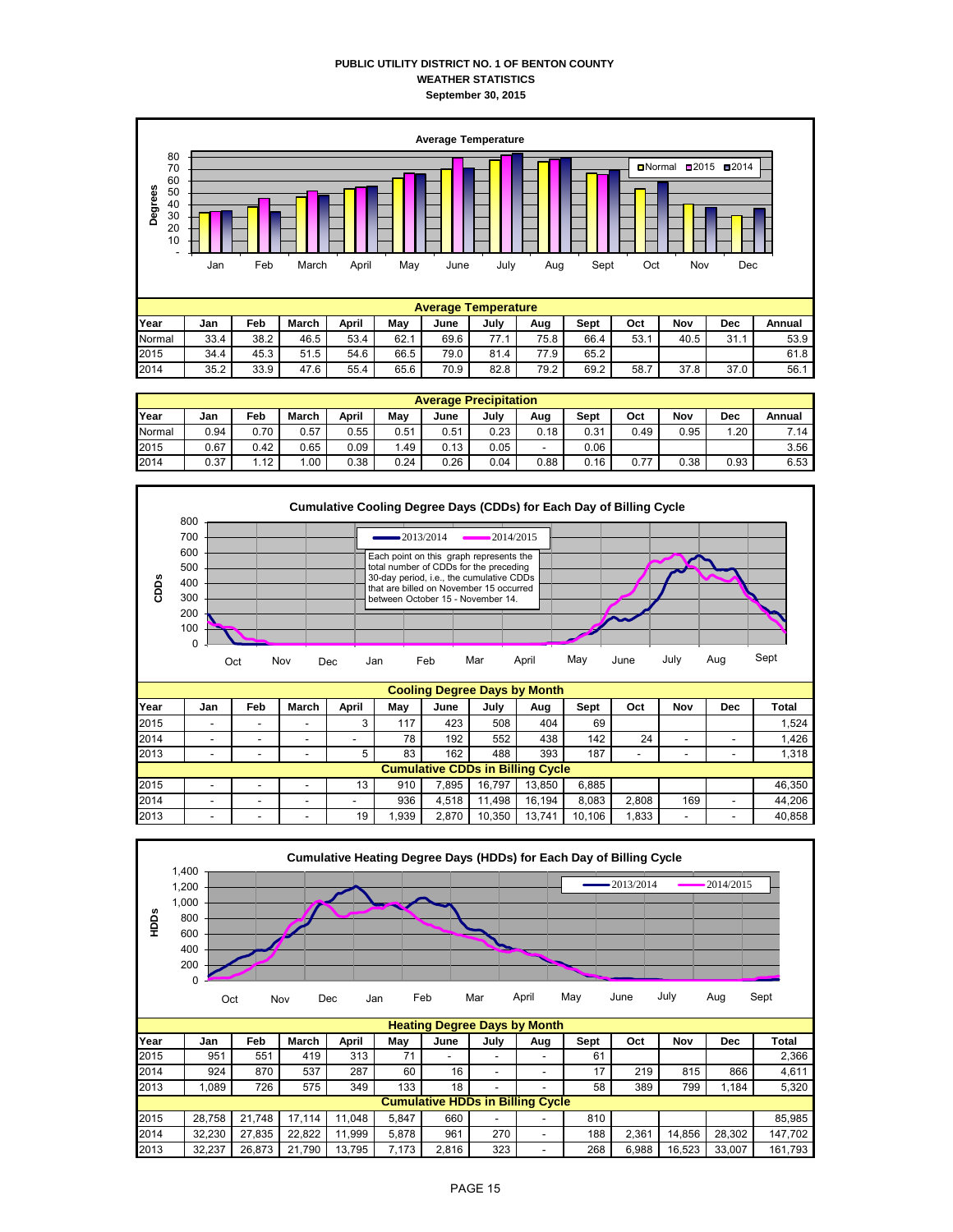# PUBLIC UTILITY DISTRICT NO. 1 OF BENTON COUNTY
## WEATHER STATISTICS
### September 30, 2015

**Average Temperature**

| Year | Jan | Feb | March | April | May | June | July | Aug | Sept | Oct | Nov | Dec | Annual |
|---|---|---|---|---|---|---|---|---|---|---|---|---|---|
| Normal | 33.4 | 38.2 | 46.5 | 53.4 | 62.1 | 69.6 | 77.1 | 75.8 | 66.4 | 53.1 | 40.5 | 31.1 | 53.9 |
| 2015 | 34.4 | 45.3 | 51.5 | 54.6 | 66.5 | 79.0 | 81.4 | 77.9 | 65.2 | | | | 61.8 |
| 2014 | 35.2 | 33.9 | 47.6 | 55.4 | 65.6 | 70.9 | 82.8 | 79.2 | 69.2 | 58.7 | 37.8 | 37.0 | 56.1 |

**Average Precipitation**

| Year | Jan | Feb | March | April | May | June | July | Aug | Sept | Oct | Nov | Dec | Annual |
|---|---|---|---|---|---|---|---|---|---|---|---|---|---|
| Normal | 0.94 | 0.70 | 0.57 | 0.55 | 0.51 | 0.51 | 0.23 | 0.18 | 0.31 | 0.49 | 0.95 | 1.20 | 7.14 |
| 2015 | 0.67 | 0.42 | 0.65 | 0.09 | 1.49 | 0.13 | 0.05 | - | 0.06 | | | | 3.56 |
| 2014 | 0.37 | 1.12 | 1.00 | 0.38 | 0.24 | 0.26 | 0.04 | 0.88 | 0.16 | 0.77 | 0.38 | 0.93 | 6.53 |

**Cumulative Cooling Degree Days (CDDs) for Each Day of Billing Cycle**

Each point on this graph represents the total number of CDDs for the preceding 30-day period, i.e., the cumulative CDDs that are billed on November 15 occurred between October 15 - November 14.

**Cooling Degree Days by Month**

| Year | Jan | Feb | March | April | May | June | July | Aug | Sept | Oct | Nov | Dec | Total |
|---|---|---|---|---|---|---|---|---|---|---|---|---|---|
| 2015 | - | - | - | 3 | 117 | 423 | 508 | 404 | 69 | | | | 1,524 |
| 2014 | - | - | - | - | 78 | 192 | 552 | 438 | 142 | 24 | - | - | 1,426 |
| 2013 | - | - | - | 5 | 83 | 162 | 488 | 393 | 187 | - | - | - | 1,318 |
| **Cumulative CDDs in Billing Cycle** | | | | | | | | | | | | | |
| 2015 | - | - | - | 13 | 910 | 7,895 | 16,797 | 13,850 | 6,885 | | | | 46,350 |
| 2014 | - | - | - | - | 936 | 4,518 | 11,498 | 16,194 | 8,083 | 2,808 | 169 | - | 44,206 |
| 2013 | - | - | - | 19 | 1,939 | 2,870 | 10,350 | 13,741 | 10,106 | 1,833 | - | - | 40,858 |

**Cumulative Heating Degree Days (HDDs) for Each Day of Billing Cycle**

**Heating Degree Days by Month**

| Year | Jan | Feb | March | April | May | June | July | Aug | Sept | Oct | Nov | Dec | Total |
|---|---|---|---|---|---|---|---|---|---|---|---|---|---|
| 2015 | 951 | 551 | 419 | 313 | 71 | - | - | - | 61 | | | | 2,366 |
| 2014 | 924 | 870 | 537 | 287 | 60 | 16 | - | - | 17 | 219 | 815 | 866 | 4,611 |
| 2013 | 1,089 | 726 | 575 | 349 | 133 | 18 | - | - | 58 | 389 | 799 | 1,184 | 5,320 |
| **Cumulative HDDs in Billing Cycle** | | | | | | | | | | | | | |
| 2015 | 28,758 | 21,748 | 17,114 | 11,048 | 5,847 | 660 | - | - | 810 | | | | 85,985 |
| 2014 | 32,230 | 27,835 | 22,822 | 11,999 | 5,878 | 961 | 270 | - | 188 | 2,361 | 14,856 | 28,302 | 147,702 |
| 2013 | 32,237 | 26,873 | 21,790 | 13,795 | 7,173 | 2,816 | 323 | - | 268 | 6,988 | 16,523 | 33,007 | 161,793 |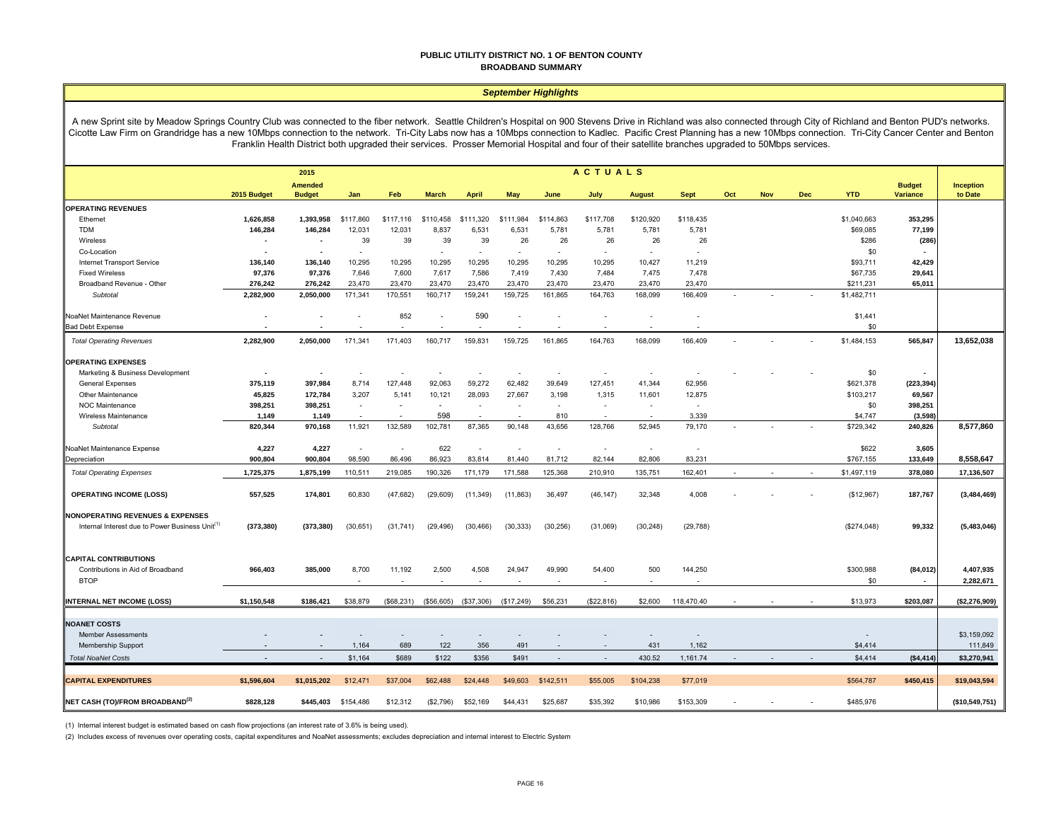# PUBLIC UTILITY DISTRICT NO. 1 OF BENTON COUNTY

## BROADBAND SUMMARY

### *September Highlights*

A new Sprint site by Meadow Springs Country Club was connected to the fiber network. Seattle Children's Hospital on 900 Stevens Drive in Richland was also connected through City of Richland and Benton PUD's networks. Cicotte Law Firm on Grandridge has a new 10Mbps connection to the network. Tri-City Labs now has a 10Mbps connection to Kadlec. Pacific Crest Planning has a new 10Mbps connection. Tri-City Cancer Center and Benton Franklin Health District both upgraded their services. Prosser Memorial Hospital and four of their satellite branches upgraded to 50Mbps services.

| | 2015 Budget | 2015 Amended Budget | Jan | Feb | March | April | May | June | July | August | Sept | Oct | Nov | Dec | YTD | Budget Variance | Inception to Date |
|---|---|---|---|---|---|---|---|---|---|---|---|---|---|---|---|---|---|
| | | | ACTUALS | | | | | | | | | | | | | | |
| **OPERATING REVENUES** | | | | | | | | | | | | | | | | | |
| Ethernet | 1,626,858 | 1,393,958 | $117,860 | $117,116 | $110,458 | $111,320 | $111,984 | $114,863 | $117,708 | $120,920 | $118,435 | | | | $1,040,663 | 353,295 | |
| TDM | 146,284 | 146,284 | 12,031 | 12,031 | 8,837 | 6,531 | 6,531 | 5,781 | 5,781 | 5,781 | 5,781 | | | | $69,085 | 77,199 | |
| Wireless | - | - | 39 | 39 | 39 | 39 | 26 | 26 | 26 | 26 | 26 | | | | $286 | (286) | |
| Co-Location | - | - | - | | - | - | - | - | - | - | - | | | | $0 | - | |
| Internet Transport Service | 136,140 | 136,140 | 10,295 | 10,295 | 10,295 | 10,295 | 10,295 | 10,295 | 10,295 | 10,427 | 11,219 | | | | $93,711 | 42,429 | |
| Fixed Wireless | 97,376 | 97,376 | 7,646 | 7,600 | 7,617 | 7,586 | 7,419 | 7,430 | 7,484 | 7,475 | 7,478 | | | | $67,735 | 29,641 | |
| Broadband Revenue - Other | 276,242 | 276,242 | 23,470 | 23,470 | 23,470 | 23,470 | 23,470 | 23,470 | 23,470 | 23,470 | 23,470 | | | | $211,231 | 65,011 | |
| *Subtotal* | 2,282,900 | 2,050,000 | 171,341 | 170,551 | 160,717 | 159,241 | 159,725 | 161,865 | 164,763 | 168,099 | 166,409 | - | - | - | $1,482,711 | | |
| NoaNet Maintenance Revenue | - | - | - | 852 | - | 590 | - | - | - | - | - | | | | $1,441 | | |
| Bad Debt Expense | - | - | - | - | - | - | - | - | - | - | - | | | | $0 | | |
| *Total Operating Revenues* | 2,282,900 | 2,050,000 | 171,341 | 171,403 | 160,717 | 159,831 | 159,725 | 161,865 | 164,763 | 168,099 | 166,409 | - | - | - | $1,484,153 | 565,847 | 13,652,038 |
| **OPERATING EXPENSES** | | | | | | | | | | | | | | | | | |
| Marketing & Business Development | - | - | - | - | - | - | - | - | - | - | - | - | - | - | $0 | - | |
| General Expenses | 375,119 | 397,984 | 8,714 | 127,448 | 92,063 | 59,272 | 62,482 | 39,649 | 127,451 | 41,344 | 62,956 | | | | $621,378 | (223,394) | |
| Other Maintenance | 45,825 | 172,784 | 3,207 | 5,141 | 10,121 | 28,093 | 27,667 | 3,198 | 1,315 | 11,601 | 12,875 | | | | $103,217 | 69,567 | |
| NOC Maintenance | 398,251 | 398,251 | - | - | - | - | - | - | - | - | - | | | | $0 | 398,251 | |
| Wireless Maintenance | 1,149 | 1,149 | - | - | 598 | - | - | 810 | - | - | 3,339 | | | | $4,747 | (3,598) | |
| *Subtotal* | 820,344 | 970,168 | 11,921 | 132,589 | 102,781 | 87,365 | 90,148 | 43,656 | 128,766 | 52,945 | 79,170 | - | - | - | $729,342 | 240,826 | 8,577,860 |
| NoaNet Maintenance Expense | 4,227 | 4,227 | - | - | 622 | - | - | - | - | - | - | | | | $622 | 3,605 | |
| Depreciation | 900,804 | 900,804 | 98,590 | 86,496 | 86,923 | 83,814 | 81,440 | 81,712 | 82,144 | 82,806 | 83,231 | | | | $767,155 | 133,649 | 8,558,647 |
| *Total Operating Expenses* | 1,725,375 | 1,875,199 | 110,511 | 219,085 | 190,326 | 171,179 | 171,588 | 125,368 | 210,910 | 135,751 | 162,401 | - | - | - | $1,497,119 | 378,080 | 17,136,507 |
| **OPERATING INCOME (LOSS)** | 557,525 | 174,801 | 60,830 | (47,682) | (29,609) | (11,349) | (11,863) | 36,497 | (46,147) | 32,348 | 4,008 | - | - | - | ($12,967) | 187,767 | (3,484,469) |
| **NONOPERATING REVENUES & EXPENSES** | | | | | | | | | | | | | | | | | |
| Internal Interest due to Power Business Unit[1] | (373,380) | (373,380) | (30,651) | (31,741) | (29,496) | (30,466) | (30,333) | (30,256) | (31,069) | (30,248) | (29,788) | | | | ($274,048) | 99,332 | (5,483,046) |
| **CAPITAL CONTRIBUTIONS** | | | | | | | | | | | | | | | | | |
| Contributions in Aid of Broadband | 966,403 | 385,000 | 8,700 | 11,192 | 2,500 | 4,508 | 24,947 | 49,990 | 54,400 | 500 | 144,250 | | | | $300,988 | (84,012) | 4,407,935 |
| BTOP | | | - | - | - | - | - | - | - | - | - | | | | $0 | - | 2,282,671 |
| **INTERNAL NET INCOME (LOSS)** | $1,150,548 | $186,421 | $38,879 | ($68,231) | ($56,605) | ($37,306) | ($17,249) | $56,231 | ($22,816) | $2,600 | 118,470.40 | - | - | - | $13,973 | $203,087 | ($2,276,909) |
| **NOANET COSTS** | | | | | | | | | | | | | | | | | |
| Member Assessments | - | - | - | - | - | - | - | - | - | - | - | | | | - | | $3,159,092 |
| Membership Support | - | - | 1,164 | 689 | 122 | 356 | 491 | - | - | 431 | 1,162 | | | | $4,414 | | 111,849 |
| *Total NoaNet Costs* | - | - | $1,164 | $689 | $122 | $356 | $491 | - | - | 430.52 | 1,161.74 | - | - | - | $4,414 | ($4,414) | $3,270,941 |
| **CAPITAL EXPENDITURES** | $1,596,604 | $1,015,202 | $12,471 | $37,004 | $62,488 | $24,448 | $49,603 | $142,511 | $55,005 | $104,238 | $77,019 | | | | $564,787 | $450,415 | $19,043,594 |
| **NET CASH (TO)/FROM BROADBAND[2]** | $828,128 | $445,403 | $154,486 | $12,312 | ($2,796) | $52,169 | $44,431 | $25,687 | $35,392 | $10,986 | $153,309 | - | - | - | $485,976 | | ($10,549,751) |

(1) Internal interest budget is estimated based on cash flow projections (an interest rate of 3.6% is being used).

(2) Includes excess of revenues over operating costs, capital expenditures and NoaNet assessments; excludes depreciation and internal interest to Electric System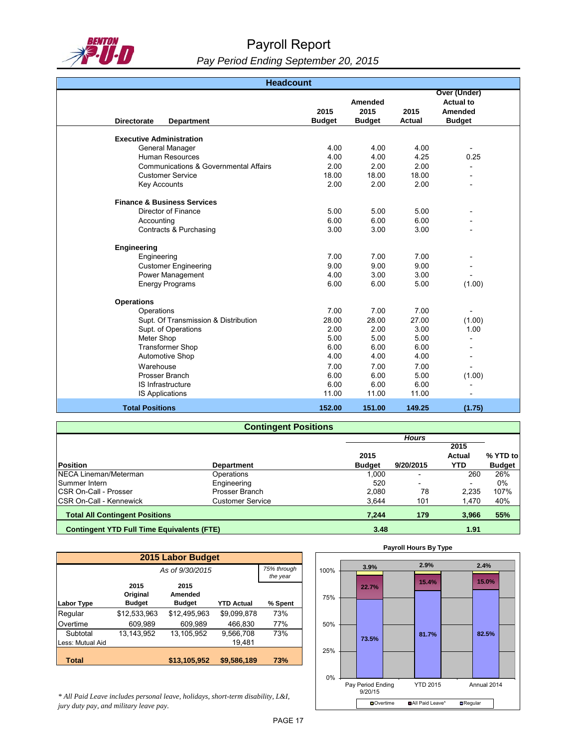# Payroll Report

*Pay Period Ending September 20, 2015*

## Headcount

| Directorate / Department | 2015 Budget | Amended 2015 Budget | 2015 Actual | Over (Under) Actual to Amended Budget |
|---|---|---|---|---|
| **Executive Administration** | | | | |
| General Manager | 4.00 | 4.00 | 4.00 | - |
| Human Resources | 4.00 | 4.00 | 4.25 | 0.25 |
| Communications & Governmental Affairs | 2.00 | 2.00 | 2.00 | - |
| Customer Service | 18.00 | 18.00 | 18.00 | - |
| Key Accounts | 2.00 | 2.00 | 2.00 | - |
| **Finance & Business Services** | | | | |
| Director of Finance | 5.00 | 5.00 | 5.00 | - |
| Accounting | 6.00 | 6.00 | 6.00 | - |
| Contracts & Purchasing | 3.00 | 3.00 | 3.00 | - |
| **Engineering** | | | | |
| Engineering | 7.00 | 7.00 | 7.00 | - |
| Customer Engineering | 9.00 | 9.00 | 9.00 | - |
| Power Management | 4.00 | 3.00 | 3.00 | - |
| Energy Programs | 6.00 | 6.00 | 5.00 | (1.00) |
| **Operations** | | | | |
| Operations | 7.00 | 7.00 | 7.00 | - |
| Supt. Of Transmission & Distribution | 28.00 | 28.00 | 27.00 | (1.00) |
| Supt. of Operations | 2.00 | 2.00 | 3.00 | 1.00 |
| Meter Shop | 5.00 | 5.00 | 5.00 | - |
| Transformer Shop | 6.00 | 6.00 | 6.00 | - |
| Automotive Shop | 4.00 | 4.00 | 4.00 | - |
| Warehouse | 7.00 | 7.00 | 7.00 | - |
| Prosser Branch | 6.00 | 6.00 | 5.00 | (1.00) |
| IS Infrastructure | 6.00 | 6.00 | 6.00 | - |
| IS Applications | 11.00 | 11.00 | 11.00 | - |
| **Total Positions** | **152.00** | **151.00** | **149.25** | **(1.75)** |

## Contingent Positions

| Position | Department | Hours: 2015 Budget | Hours: 9/20/2015 | Hours: 2015 Actual YTD | % YTD to Budget |
|---|---|---|---|---|---|
| NECA Lineman/Meterman | Operations | 1,000 | - | 260 | 26% |
| Summer Intern | Engineering | 520 | - | - | 0% |
| CSR On-Call - Prosser | Prosser Branch | 2,080 | 78 | 2,235 | 107% |
| CSR On-Call - Kennewick | Customer Service | 3,644 | 101 | 1,470 | 40% |
| **Total All Contingent Positions** | | **7,244** | **179** | **3,966** | **55%** |
| **Contingent YTD Full Time Equivalents (FTE)** | | **3.48** | | **1.91** | |

## 2015 Labor Budget

*As of 9/30/2015* — *75% through the year*

| Labor Type | 2015 Original Budget | 2015 Amended Budget | YTD Actual | % Spent |
|---|---|---|---|---|
| Regular | $12,533,963 | $12,495,963 | $9,099,878 | 73% |
| Overtime | 609,989 | 609,989 | 466,830 | 77% |
| Subtotal | 13,143,952 | 13,105,952 | 9,566,708 | 73% |
| Less: Mutual Aid | | | 19,481 | |
| **Total** | | **$13,105,952** | **$9,586,189** | **73%** |

**Payroll Hours By Type**

100%
75%
50%
25%
0%

Pay Period Ending 9/20/15: 3.9%, 22.7%, 73.5%
YTD 2015: 2.9%, 15.4%, 81.7%
Annual 2014: 2.4%, 15.0%, 82.5%

Overtime | All Paid Leave* | Regular

*\* All Paid Leave includes personal leave, holidays, short-term disability, L&I, jury duty pay, and military leave pay.*